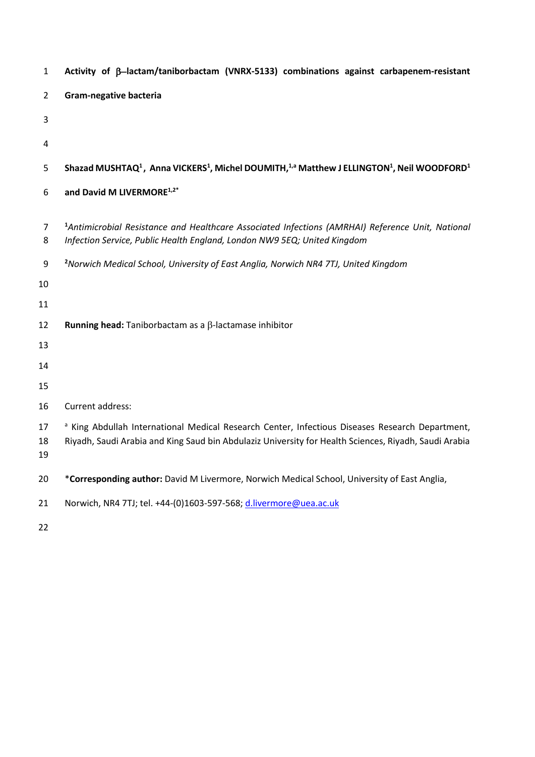# Activity of β–lactam/taniborbactam (VNRX-5133) combinations against carbapenem-resistant Gram-negative bacteria

**Shazad MUSHTAQ[1], Anna VICKERS[1], Michel DOUMITH,[1,a] Matthew J ELLINGTON[1], Neil WOODFORD[1] and David M LIVERMORE[1,2*]**

[1]*Antimicrobial Resistance and Healthcare Associated Infections (AMRHAI) Reference Unit, National Infection Service, Public Health England, London NW9 5EQ; United Kingdom*

[2]*Norwich Medical School, University of East Anglia, Norwich NR4 7TJ, United Kingdom*

**Running head:** Taniborbactam as a β-lactamase inhibitor

Current address:

[a] King Abdullah International Medical Research Center, Infectious Diseases Research Department, Riyadh, Saudi Arabia and King Saud bin Abdulaziz University for Health Sciences, Riyadh, Saudi Arabia

\***Corresponding author:** David M Livermore, Norwich Medical School, University of East Anglia, Norwich, NR4 7TJ; tel. +44-(0)1603-597-568; d.livermore@uea.ac.uk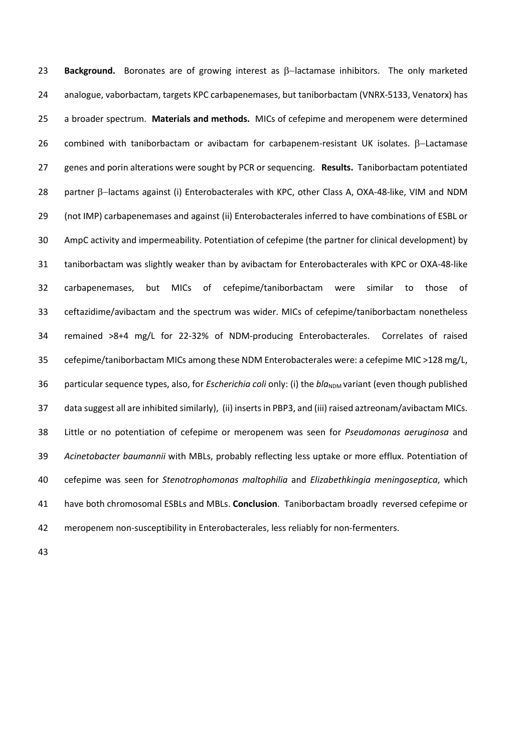**Background.** Boronates are of growing interest as β–lactamase inhibitors. The only marketed analogue, vaborbactam, targets KPC carbapenemases, but taniborbactam (VNRX-5133, Venatorx) has a broader spectrum. **Materials and methods.** MICs of cefepime and meropenem were determined combined with taniborbactam or avibactam for carbapenem-resistant UK isolates. β–Lactamase genes and porin alterations were sought by PCR or sequencing. **Results.** Taniborbactam potentiated partner β–lactams against (i) Enterobacterales with KPC, other Class A, OXA-48-like, VIM and NDM (not IMP) carbapenemases and against (ii) Enterobacterales inferred to have combinations of ESBL or AmpC activity and impermeability. Potentiation of cefepime (the partner for clinical development) by taniborbactam was slightly weaker than by avibactam for Enterobacterales with KPC or OXA-48-like carbapenemases, but MICs of cefepime/taniborbactam were similar to those of ceftazidime/avibactam and the spectrum was wider. MICs of cefepime/taniborbactam nonetheless remained >8+4 mg/L for 22-32% of NDM-producing Enterobacterales. Correlates of raised cefepime/taniborbactam MICs among these NDM Enterobacterales were: a cefepime MIC >128 mg/L, particular sequence types, also, for *Escherichia coli* only: (i) the *bla*$_{\mathrm{NDM}}$ variant (even though published data suggest all are inhibited similarly), (ii) inserts in PBP3, and (iii) raised aztreonam/avibactam MICs. Little or no potentiation of cefepime or meropenem was seen for *Pseudomonas aeruginosa* and *Acinetobacter baumannii* with MBLs, probably reflecting less uptake or more efflux. Potentiation of cefepime was seen for *Stenotrophomonas maltophilia* and *Elizabethkingia meningoseptica*, which have both chromosomal ESBLs and MBLs. **Conclusion**. Taniborbactam broadly reversed cefepime or meropenem non-susceptibility in Enterobacterales, less reliably for non-fermenters.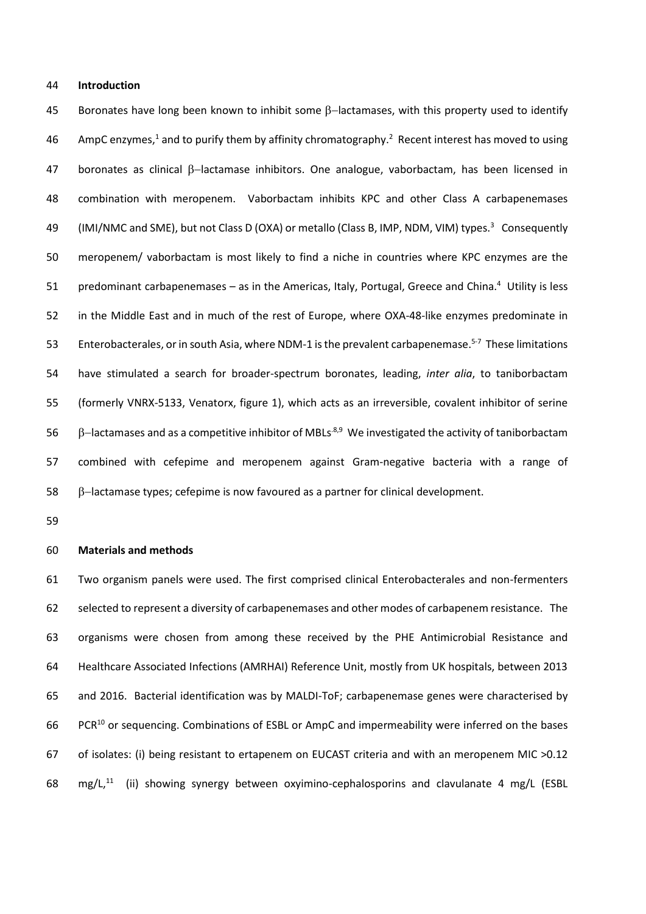## Introduction

Boronates have long been known to inhibit some β−lactamases, with this property used to identify AmpC enzymes,[1] and to purify them by affinity chromatography.[2] Recent interest has moved to using boronates as clinical β−lactamase inhibitors. One analogue, vaborbactam, has been licensed in combination with meropenem. Vaborbactam inhibits KPC and other Class A carbapenemases (IMI/NMC and SME), but not Class D (OXA) or metallo (Class B, IMP, NDM, VIM) types.[3] Consequently meropenem/ vaborbactam is most likely to find a niche in countries where KPC enzymes are the predominant carbapenemases – as in the Americas, Italy, Portugal, Greece and China.[4] Utility is less in the Middle East and in much of the rest of Europe, where OXA-48-like enzymes predominate in Enterobacterales, or in south Asia, where NDM-1 is the prevalent carbapenemase.[5-7] These limitations have stimulated a search for broader-spectrum boronates, leading, *inter alia*, to taniborbactam (formerly VNRX-5133, Venatorx, figure 1), which acts as an irreversible, covalent inhibitor of serine β−lactamases and as a competitive inhibitor of MBLs.[8,9] We investigated the activity of taniborbactam combined with cefepime and meropenem against Gram-negative bacteria with a range of β−lactamase types; cefepime is now favoured as a partner for clinical development.

## Materials and methods

Two organism panels were used. The first comprised clinical Enterobacterales and non-fermenters selected to represent a diversity of carbapenemases and other modes of carbapenem resistance. The organisms were chosen from among these received by the PHE Antimicrobial Resistance and Healthcare Associated Infections (AMRHAI) Reference Unit, mostly from UK hospitals, between 2013 and 2016. Bacterial identification was by MALDI-ToF; carbapenemase genes were characterised by PCR[10] or sequencing. Combinations of ESBL or AmpC and impermeability were inferred on the bases of isolates: (i) being resistant to ertapenem on EUCAST criteria and with an meropenem MIC >0.12 mg/L,[11] (ii) showing synergy between oxyimino-cephalosporins and clavulanate 4 mg/L (ESBL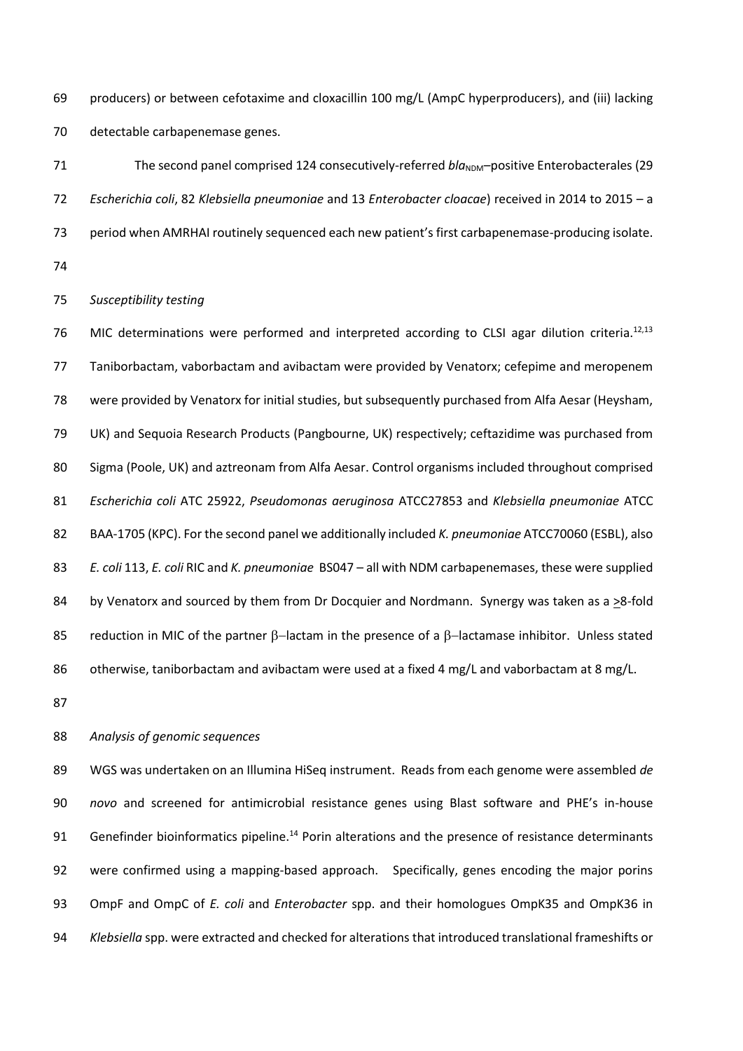producers) or between cefotaxime and cloxacillin 100 mg/L (AmpC hyperproducers), and (iii) lacking detectable carbapenemase genes.

The second panel comprised 124 consecutively-referred $bla_{NDM}$–positive Enterobacterales (29 *Escherichia coli*, 82 *Klebsiella pneumoniae* and 13 *Enterobacter cloacae*) received in 2014 to 2015 – a period when AMRHAI routinely sequenced each new patient's first carbapenemase-producing isolate.

*Susceptibility testing*

MIC determinations were performed and interpreted according to CLSI agar dilution criteria.[12,13] Taniborbactam, vaborbactam and avibactam were provided by Venatorx; cefepime and meropenem were provided by Venatorx for initial studies, but subsequently purchased from Alfa Aesar (Heysham, UK) and Sequoia Research Products (Pangbourne, UK) respectively; ceftazidime was purchased from Sigma (Poole, UK) and aztreonam from Alfa Aesar. Control organisms included throughout comprised *Escherichia coli* ATC 25922, *Pseudomonas aeruginosa* ATCC27853 and *Klebsiella pneumoniae* ATCC BAA-1705 (KPC). For the second panel we additionally included *K. pneumoniae* ATCC70060 (ESBL), also *E. coli* 113, *E. coli* RIC and *K. pneumoniae* BS047 – all with NDM carbapenemases, these were supplied by Venatorx and sourced by them from Dr Docquier and Nordmann. Synergy was taken as a $\geq$8-fold reduction in MIC of the partner $\beta$–lactam in the presence of a $\beta$–lactamase inhibitor. Unless stated otherwise, taniborbactam and avibactam were used at a fixed 4 mg/L and vaborbactam at 8 mg/L.

*Analysis of genomic sequences*

WGS was undertaken on an Illumina HiSeq instrument. Reads from each genome were assembled *de novo* and screened for antimicrobial resistance genes using Blast software and PHE's in-house Genefinder bioinformatics pipeline.[14] Porin alterations and the presence of resistance determinants were confirmed using a mapping-based approach. Specifically, genes encoding the major porins OmpF and OmpC of *E. coli* and *Enterobacter* spp. and their homologues OmpK35 and OmpK36 in *Klebsiella* spp. were extracted and checked for alterations that introduced translational frameshifts or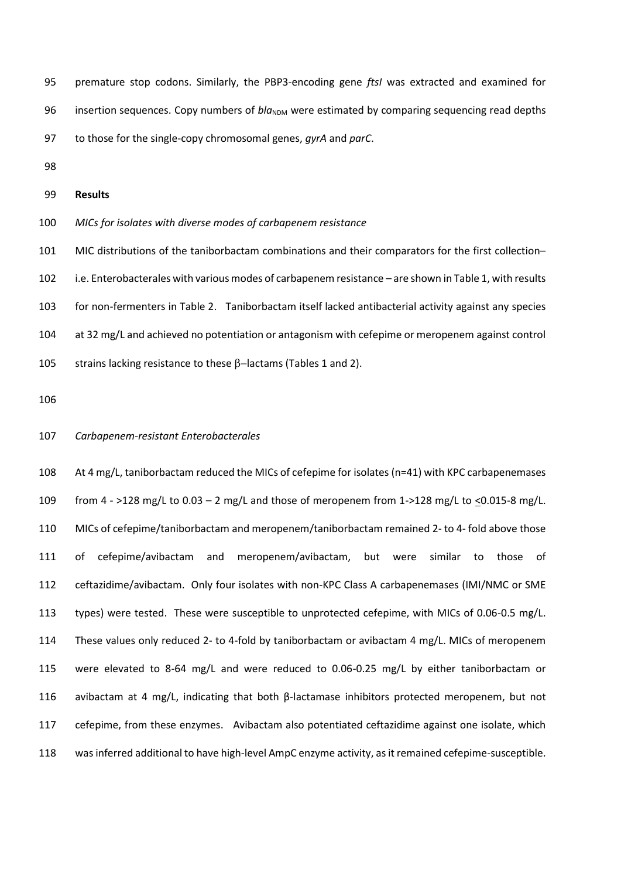premature stop codons. Similarly, the PBP3-encoding gene *ftsI* was extracted and examined for insertion sequences. Copy numbers of $bla_{NDM}$ were estimated by comparing sequencing read depths to those for the single-copy chromosomal genes, *gyrA* and *parC*.

**Results**

*MICs for isolates with diverse modes of carbapenem resistance*

MIC distributions of the taniborbactam combinations and their comparators for the first collection– i.e. Enterobacterales with various modes of carbapenem resistance – are shown in Table 1, with results for non-fermenters in Table 2. Taniborbactam itself lacked antibacterial activity against any species at 32 mg/L and achieved no potentiation or antagonism with cefepime or meropenem against control strains lacking resistance to these β–lactams (Tables 1 and 2).

*Carbapenem-resistant Enterobacterales*

At 4 mg/L, taniborbactam reduced the MICs of cefepime for isolates (n=41) with KPC carbapenemases from 4 - >128 mg/L to 0.03 – 2 mg/L and those of meropenem from 1->128 mg/L to <0.015-8 mg/L. MICs of cefepime/taniborbactam and meropenem/taniborbactam remained 2- to 4- fold above those of cefepime/avibactam and meropenem/avibactam, but were similar to those of ceftazidime/avibactam. Only four isolates with non-KPC Class A carbapenemases (IMI/NMC or SME types) were tested. These were susceptible to unprotected cefepime, with MICs of 0.06-0.5 mg/L. These values only reduced 2- to 4-fold by taniborbactam or avibactam 4 mg/L. MICs of meropenem were elevated to 8-64 mg/L and were reduced to 0.06-0.25 mg/L by either taniborbactam or avibactam at 4 mg/L, indicating that both β-lactamase inhibitors protected meropenem, but not cefepime, from these enzymes. Avibactam also potentiated ceftazidime against one isolate, which was inferred additional to have high-level AmpC enzyme activity, as it remained cefepime-susceptible.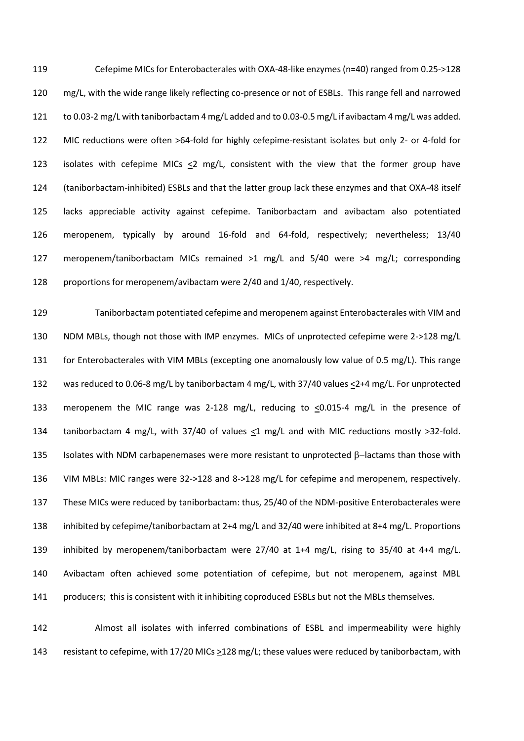Cefepime MICs for Enterobacterales with OXA-48-like enzymes (n=40) ranged from 0.25->128 mg/L, with the wide range likely reflecting co-presence or not of ESBLs. This range fell and narrowed to 0.03-2 mg/L with taniborbactam 4 mg/L added and to 0.03-0.5 mg/L if avibactam 4 mg/L was added. MIC reductions were often $\geq$64-fold for highly cefepime-resistant isolates but only 2- or 4-fold for isolates with cefepime MICs $\leq$2 mg/L, consistent with the view that the former group have (taniborbactam-inhibited) ESBLs and that the latter group lack these enzymes and that OXA-48 itself lacks appreciable activity against cefepime. Taniborbactam and avibactam also potentiated meropenem, typically by around 16-fold and 64-fold, respectively; nevertheless; 13/40 meropenem/taniborbactam MICs remained >1 mg/L and 5/40 were >4 mg/L; corresponding proportions for meropenem/avibactam were 2/40 and 1/40, respectively.

Taniborbactam potentiated cefepime and meropenem against Enterobacterales with VIM and NDM MBLs, though not those with IMP enzymes. MICs of unprotected cefepime were 2->128 mg/L for Enterobacterales with VIM MBLs (excepting one anomalously low value of 0.5 mg/L). This range was reduced to 0.06-8 mg/L by taniborbactam 4 mg/L, with 37/40 values $\leq$2+4 mg/L. For unprotected meropenem the MIC range was 2-128 mg/L, reducing to $\leq$0.015-4 mg/L in the presence of taniborbactam 4 mg/L, with 37/40 of values $\leq$1 mg/L and with MIC reductions mostly >32-fold. Isolates with NDM carbapenemases were more resistant to unprotected $\beta$–lactams than those with VIM MBLs: MIC ranges were 32->128 and 8->128 mg/L for cefepime and meropenem, respectively. These MICs were reduced by taniborbactam: thus, 25/40 of the NDM-positive Enterobacterales were inhibited by cefepime/taniborbactam at 2+4 mg/L and 32/40 were inhibited at 8+4 mg/L. Proportions inhibited by meropenem/taniborbactam were 27/40 at 1+4 mg/L, rising to 35/40 at 4+4 mg/L. Avibactam often achieved some potentiation of cefepime, but not meropenem, against MBL producers; this is consistent with it inhibiting coproduced ESBLs but not the MBLs themselves.

Almost all isolates with inferred combinations of ESBL and impermeability were highly resistant to cefepime, with 17/20 MICs $\geq$128 mg/L; these values were reduced by taniborbactam, with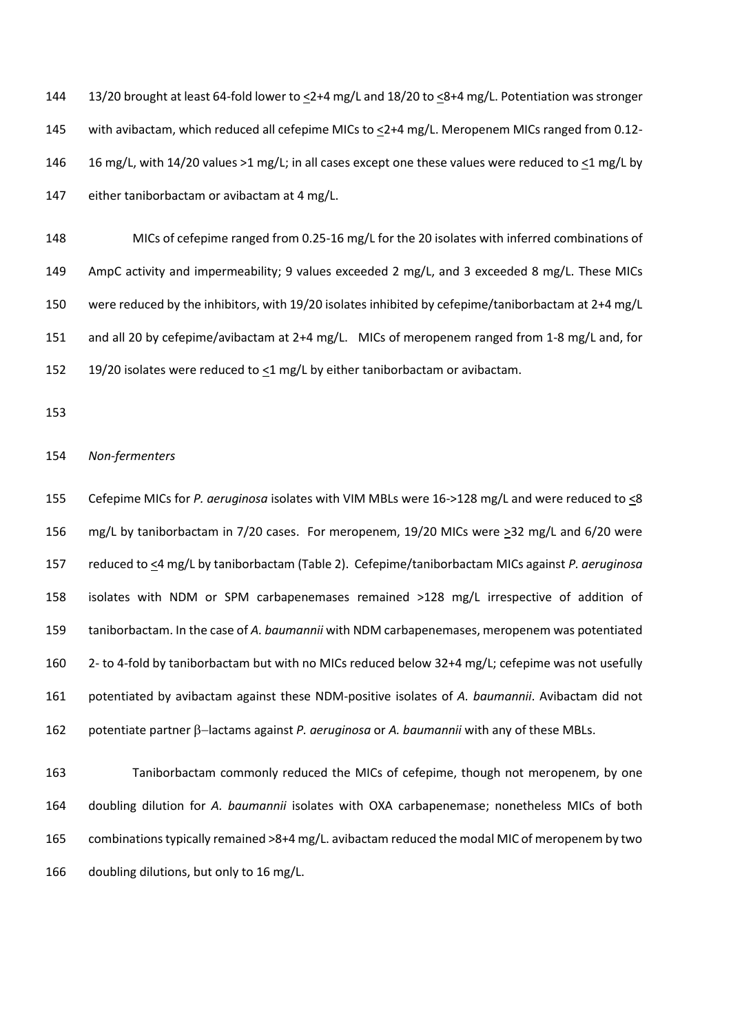13/20 brought at least 64-fold lower to ≤2+4 mg/L and 18/20 to ≤8+4 mg/L. Potentiation was stronger with avibactam, which reduced all cefepime MICs to ≤2+4 mg/L. Meropenem MICs ranged from 0.12-16 mg/L, with 14/20 values >1 mg/L; in all cases except one these values were reduced to ≤1 mg/L by either taniborbactam or avibactam at 4 mg/L.

MICs of cefepime ranged from 0.25-16 mg/L for the 20 isolates with inferred combinations of AmpC activity and impermeability; 9 values exceeded 2 mg/L, and 3 exceeded 8 mg/L. These MICs were reduced by the inhibitors, with 19/20 isolates inhibited by cefepime/taniborbactam at 2+4 mg/L and all 20 by cefepime/avibactam at 2+4 mg/L. MICs of meropenem ranged from 1-8 mg/L and, for 19/20 isolates were reduced to ≤1 mg/L by either taniborbactam or avibactam.

*Non-fermenters*

Cefepime MICs for *P. aeruginosa* isolates with VIM MBLs were 16->128 mg/L and were reduced to ≤8 mg/L by taniborbactam in 7/20 cases. For meropenem, 19/20 MICs were ≥32 mg/L and 6/20 were reduced to ≤4 mg/L by taniborbactam (Table 2). Cefepime/taniborbactam MICs against *P. aeruginosa* isolates with NDM or SPM carbapenemases remained >128 mg/L irrespective of addition of taniborbactam. In the case of *A. baumannii* with NDM carbapenemases, meropenem was potentiated 2- to 4-fold by taniborbactam but with no MICs reduced below 32+4 mg/L; cefepime was not usefully potentiated by avibactam against these NDM-positive isolates of *A. baumannii*. Avibactam did not potentiate partner β–lactams against *P. aeruginosa* or *A. baumannii* with any of these MBLs.

Taniborbactam commonly reduced the MICs of cefepime, though not meropenem, by one doubling dilution for *A. baumannii* isolates with OXA carbapenemase; nonetheless MICs of both combinations typically remained >8+4 mg/L. avibactam reduced the modal MIC of meropenem by two doubling dilutions, but only to 16 mg/L.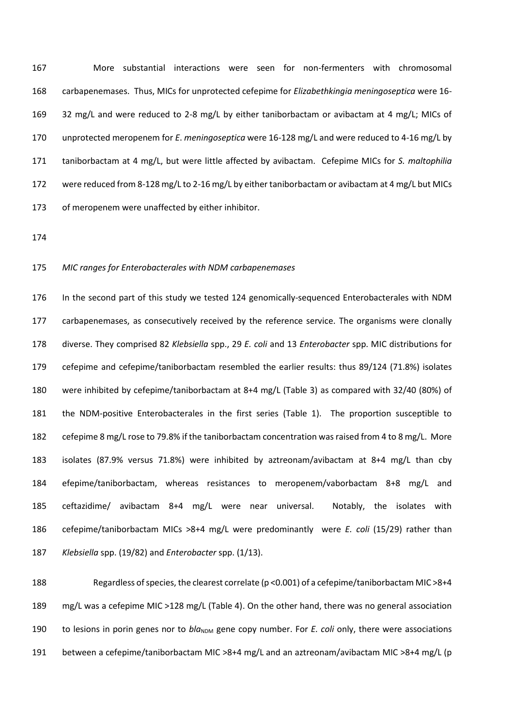More substantial interactions were seen for non-fermenters with chromosomal carbapenemases. Thus, MICs for unprotected cefepime for *Elizabethkingia meningoseptica* were 16-32 mg/L and were reduced to 2-8 mg/L by either taniborbactam or avibactam at 4 mg/L; MICs of unprotected meropenem for *E*. *meningoseptica* were 16-128 mg/L and were reduced to 4-16 mg/L by taniborbactam at 4 mg/L, but were little affected by avibactam. Cefepime MICs for *S. maltophilia* were reduced from 8-128 mg/L to 2-16 mg/L by either taniborbactam or avibactam at 4 mg/L but MICs of meropenem were unaffected by either inhibitor.

*MIC ranges for Enterobacterales with NDM carbapenemases*

In the second part of this study we tested 124 genomically-sequenced Enterobacterales with NDM carbapenemases, as consecutively received by the reference service. The organisms were clonally diverse. They comprised 82 *Klebsiella* spp., 29 *E. coli* and 13 *Enterobacter* spp. MIC distributions for cefepime and cefepime/taniborbactam resembled the earlier results: thus 89/124 (71.8%) isolates were inhibited by cefepime/taniborbactam at 8+4 mg/L (Table 3) as compared with 32/40 (80%) of the NDM-positive Enterobacterales in the first series (Table 1). The proportion susceptible to cefepime 8 mg/L rose to 79.8% if the taniborbactam concentration was raised from 4 to 8 mg/L. More isolates (87.9% versus 71.8%) were inhibited by aztreonam/avibactam at 8+4 mg/L than cby efepime/taniborbactam, whereas resistances to meropenem/vaborbactam 8+8 mg/L and ceftazidime/ avibactam 8+4 mg/L were near universal. Notably, the isolates with cefepime/taniborbactam MICs >8+4 mg/L were predominantly were *E. coli* (15/29) rather than *Klebsiella* spp. (19/82) and *Enterobacter* spp. (1/13).

Regardless of species, the clearest correlate ($p < 0.001$) of a cefepime/taniborbactam MIC >8+4 mg/L was a cefepime MIC >128 mg/L (Table 4). On the other hand, there was no general association to lesions in porin genes nor to $bla_{NDM}$ gene copy number. For *E. coli* only, there were associations between a cefepime/taniborbactam MIC >8+4 mg/L and an aztreonam/avibactam MIC >8+4 mg/L (p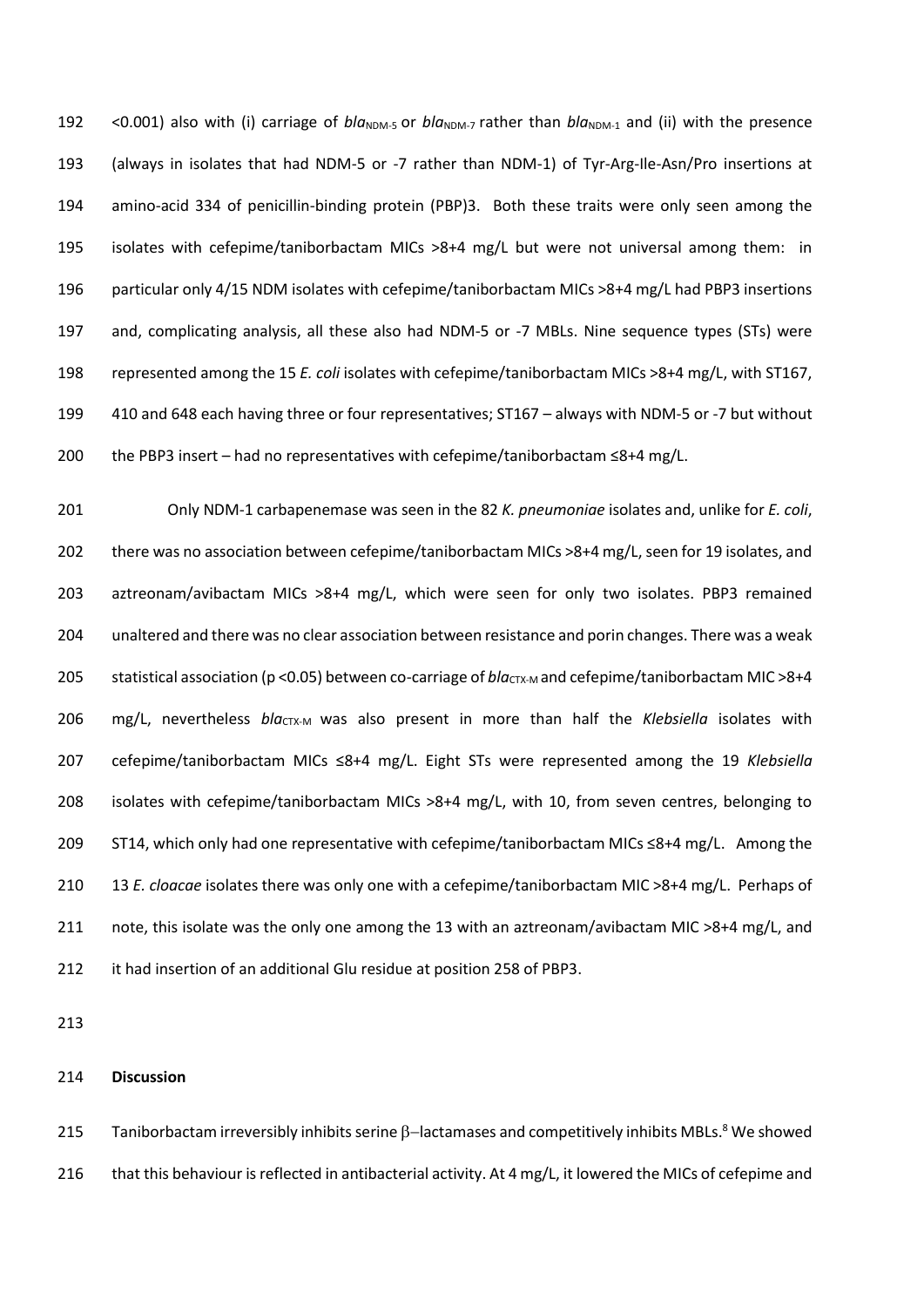<0.001) also with (i) carriage of *bla*$_{NDM-5}$ or *bla*$_{NDM-7}$ rather than *bla*$_{NDM-1}$ and (ii) with the presence (always in isolates that had NDM-5 or -7 rather than NDM-1) of Tyr-Arg-Ile-Asn/Pro insertions at amino-acid 334 of penicillin-binding protein (PBP)3. Both these traits were only seen among the isolates with cefepime/taniborbactam MICs >8+4 mg/L but were not universal among them: in particular only 4/15 NDM isolates with cefepime/taniborbactam MICs >8+4 mg/L had PBP3 insertions and, complicating analysis, all these also had NDM-5 or -7 MBLs. Nine sequence types (STs) were represented among the 15 *E. coli* isolates with cefepime/taniborbactam MICs >8+4 mg/L, with ST167, 410 and 648 each having three or four representatives; ST167 – always with NDM-5 or -7 but without the PBP3 insert – had no representatives with cefepime/taniborbactam ≤8+4 mg/L.

Only NDM-1 carbapenemase was seen in the 82 *K. pneumoniae* isolates and, unlike for *E. coli*, there was no association between cefepime/taniborbactam MICs >8+4 mg/L, seen for 19 isolates, and aztreonam/avibactam MICs >8+4 mg/L, which were seen for only two isolates. PBP3 remained unaltered and there was no clear association between resistance and porin changes. There was a weak statistical association ($p < 0.05$) between co-carriage of *bla*$_{CTX-M}$ and cefepime/taniborbactam MIC >8+4 mg/L, nevertheless *bla*$_{CTX-M}$ was also present in more than half the *Klebsiella* isolates with cefepime/taniborbactam MICs ≤8+4 mg/L. Eight STs were represented among the 19 *Klebsiella* isolates with cefepime/taniborbactam MICs >8+4 mg/L, with 10, from seven centres, belonging to ST14, which only had one representative with cefepime/taniborbactam MICs ≤8+4 mg/L. Among the 13 *E. cloacae* isolates there was only one with a cefepime/taniborbactam MIC >8+4 mg/L. Perhaps of note, this isolate was the only one among the 13 with an aztreonam/avibactam MIC >8+4 mg/L, and it had insertion of an additional Glu residue at position 258 of PBP3.

## Discussion

Taniborbactam irreversibly inhibits serine β–lactamases and competitively inhibits MBLs.[8] We showed that this behaviour is reflected in antibacterial activity. At 4 mg/L, it lowered the MICs of cefepime and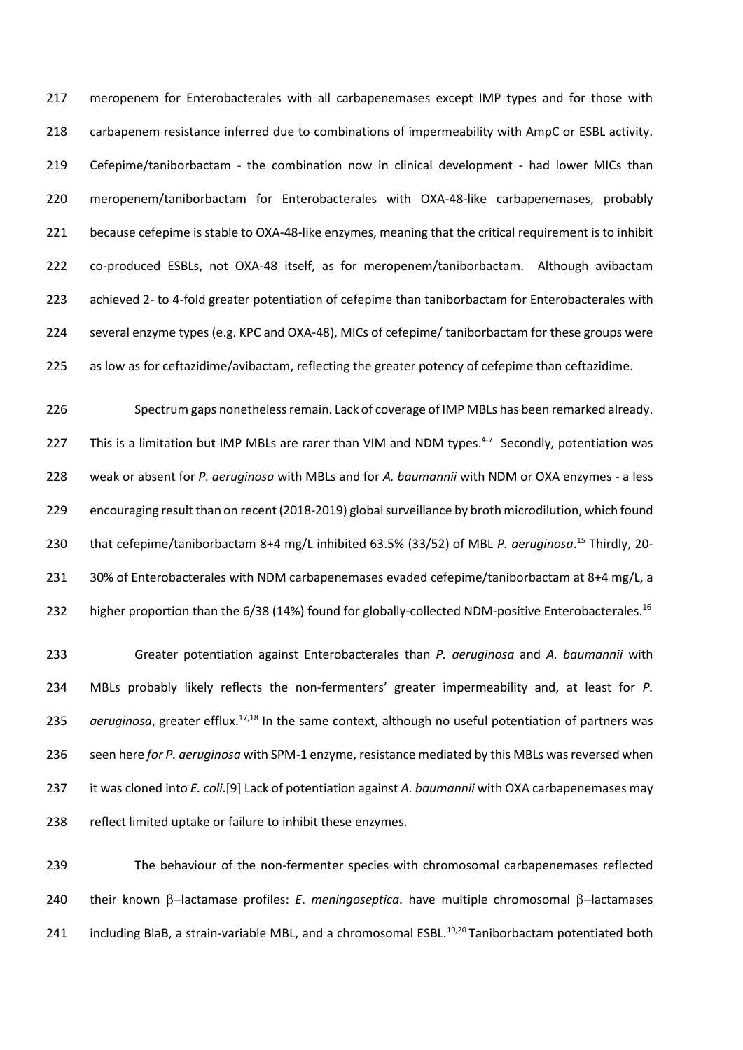meropenem for Enterobacterales with all carbapenemases except IMP types and for those with carbapenem resistance inferred due to combinations of impermeability with AmpC or ESBL activity. Cefepime/taniborbactam - the combination now in clinical development - had lower MICs than meropenem/taniborbactam for Enterobacterales with OXA-48-like carbapenemases, probably because cefepime is stable to OXA-48-like enzymes, meaning that the critical requirement is to inhibit co-produced ESBLs, not OXA-48 itself, as for meropenem/taniborbactam. Although avibactam achieved 2- to 4-fold greater potentiation of cefepime than taniborbactam for Enterobacterales with several enzyme types (e.g. KPC and OXA-48), MICs of cefepime/ taniborbactam for these groups were as low as for ceftazidime/avibactam, reflecting the greater potency of cefepime than ceftazidime.

Spectrum gaps nonetheless remain. Lack of coverage of IMP MBLs has been remarked already. This is a limitation but IMP MBLs are rarer than VIM and NDM types.[4-7] Secondly, potentiation was weak or absent for *P. aeruginosa* with MBLs and for *A. baumannii* with NDM or OXA enzymes - a less encouraging result than on recent (2018-2019) global surveillance by broth microdilution, which found that cefepime/taniborbactam 8+4 mg/L inhibited 63.5% (33/52) of MBL *P. aeruginosa*.[15] Thirdly, 20-30% of Enterobacterales with NDM carbapenemases evaded cefepime/taniborbactam at 8+4 mg/L, a higher proportion than the 6/38 (14%) found for globally-collected NDM-positive Enterobacterales.[16]

Greater potentiation against Enterobacterales than *P. aeruginosa* and *A. baumannii* with MBLs probably likely reflects the non-fermenters' greater impermeability and, at least for *P. aeruginosa*, greater efflux.[17,18] In the same context, although no useful potentiation of partners was seen here *for P. aeruginosa* with SPM-1 enzyme, resistance mediated by this MBLs was reversed when it was cloned into *E. coli*.[9] Lack of potentiation against *A. baumannii* with OXA carbapenemases may reflect limited uptake or failure to inhibit these enzymes.

The behaviour of the non-fermenter species with chromosomal carbapenemases reflected their known β–lactamase profiles: *E. meningoseptica*. have multiple chromosomal β–lactamases including BlaB, a strain-variable MBL, and a chromosomal ESBL.[19,20] Taniborbactam potentiated both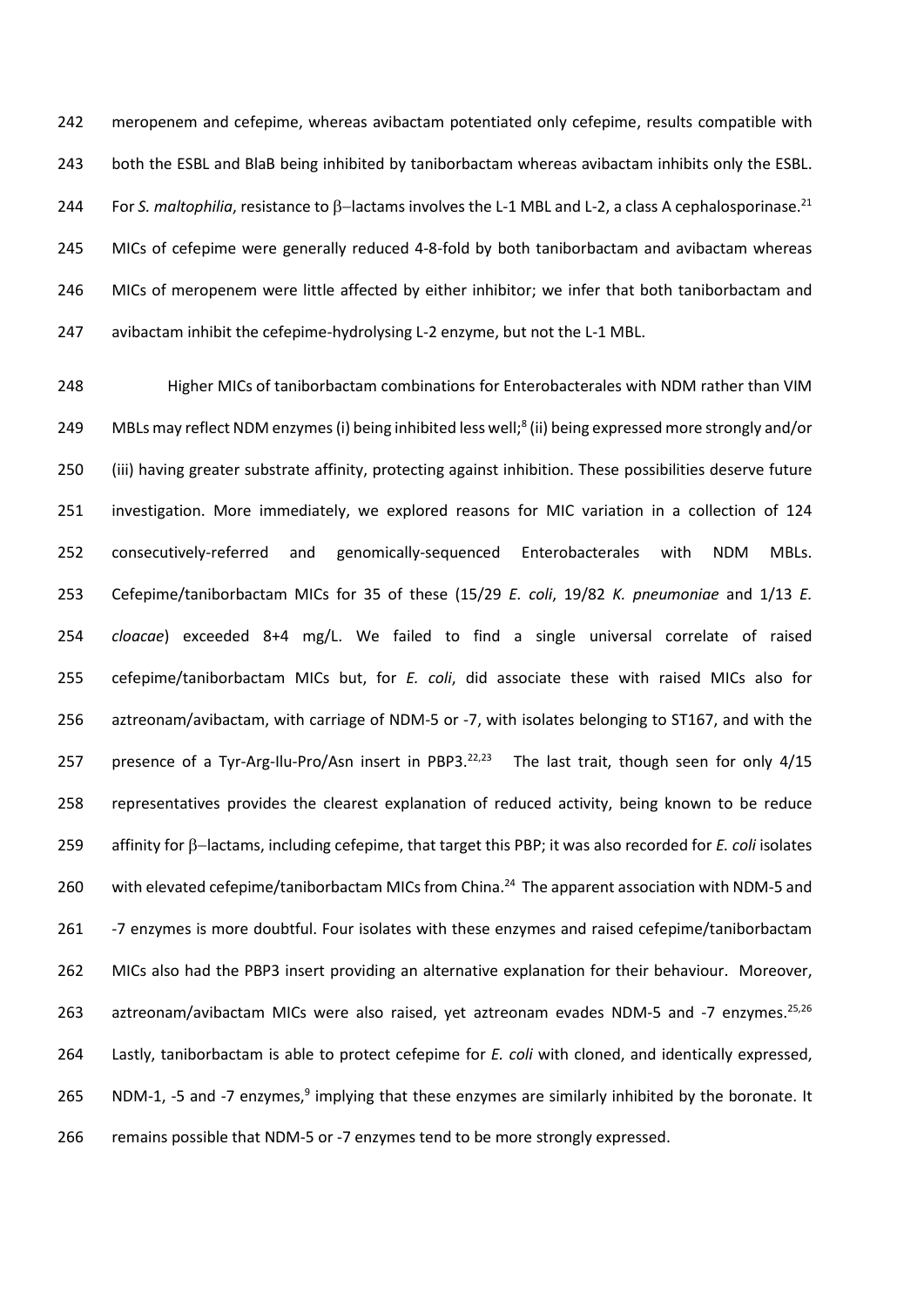meropenem and cefepime, whereas avibactam potentiated only cefepime, results compatible with both the ESBL and BlaB being inhibited by taniborbactam whereas avibactam inhibits only the ESBL. For *S. maltophilia*, resistance to β–lactams involves the L-1 MBL and L-2, a class A cephalosporinase.[21] MICs of cefepime were generally reduced 4-8-fold by both taniborbactam and avibactam whereas MICs of meropenem were little affected by either inhibitor; we infer that both taniborbactam and avibactam inhibit the cefepime-hydrolysing L-2 enzyme, but not the L-1 MBL.

Higher MICs of taniborbactam combinations for Enterobacterales with NDM rather than VIM MBLs may reflect NDM enzymes (i) being inhibited less well;[8] (ii) being expressed more strongly and/or (iii) having greater substrate affinity, protecting against inhibition. These possibilities deserve future investigation. More immediately, we explored reasons for MIC variation in a collection of 124 consecutively-referred and genomically-sequenced Enterobacterales with NDM MBLs. Cefepime/taniborbactam MICs for 35 of these (15/29 *E. coli*, 19/82 *K. pneumoniae* and 1/13 *E. cloacae*) exceeded 8+4 mg/L. We failed to find a single universal correlate of raised cefepime/taniborbactam MICs but, for *E. coli*, did associate these with raised MICs also for aztreonam/avibactam, with carriage of NDM-5 or -7, with isolates belonging to ST167, and with the presence of a Tyr-Arg-Ilu-Pro/Asn insert in PBP3.[22,23] The last trait, though seen for only 4/15 representatives provides the clearest explanation of reduced activity, being known to be reduce affinity for β–lactams, including cefepime, that target this PBP; it was also recorded for *E. coli* isolates with elevated cefepime/taniborbactam MICs from China.[24] The apparent association with NDM-5 and -7 enzymes is more doubtful. Four isolates with these enzymes and raised cefepime/taniborbactam MICs also had the PBP3 insert providing an alternative explanation for their behaviour. Moreover, aztreonam/avibactam MICs were also raised, yet aztreonam evades NDM-5 and -7 enzymes.[25,26] Lastly, taniborbactam is able to protect cefepime for *E. coli* with cloned, and identically expressed, NDM-1, -5 and -7 enzymes,[9] implying that these enzymes are similarly inhibited by the boronate. It remains possible that NDM-5 or -7 enzymes tend to be more strongly expressed.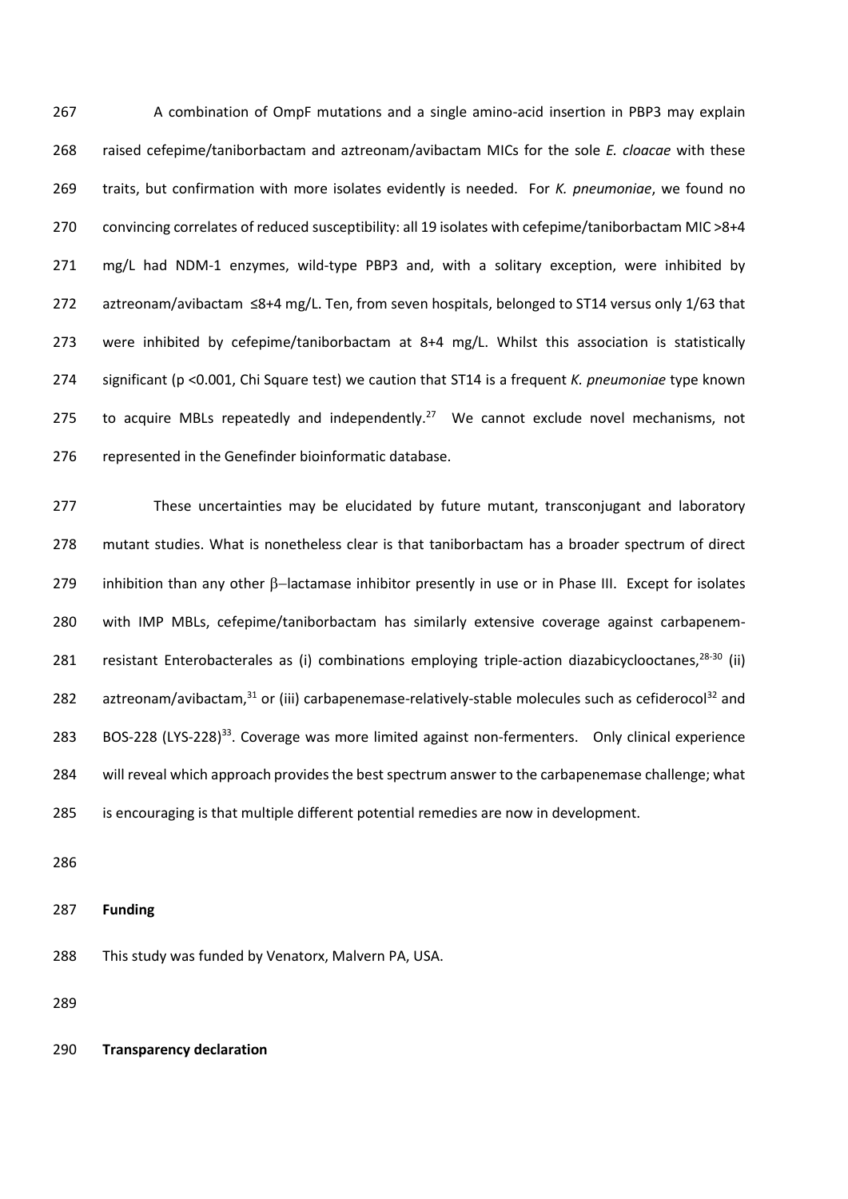A combination of OmpF mutations and a single amino-acid insertion in PBP3 may explain raised cefepime/taniborbactam and aztreonam/avibactam MICs for the sole *E. cloacae* with these traits, but confirmation with more isolates evidently is needed. For *K. pneumoniae*, we found no convincing correlates of reduced susceptibility: all 19 isolates with cefepime/taniborbactam MIC >8+4 mg/L had NDM-1 enzymes, wild-type PBP3 and, with a solitary exception, were inhibited by aztreonam/avibactam ≤8+4 mg/L. Ten, from seven hospitals, belonged to ST14 versus only 1/63 that were inhibited by cefepime/taniborbactam at 8+4 mg/L. Whilst this association is statistically significant ($p < 0.001$, Chi Square test) we caution that ST14 is a frequent *K. pneumoniae* type known to acquire MBLs repeatedly and independently.[27] We cannot exclude novel mechanisms, not represented in the Genefinder bioinformatic database.

These uncertainties may be elucidated by future mutant, transconjugant and laboratory mutant studies. What is nonetheless clear is that taniborbactam has a broader spectrum of direct inhibition than any other β–lactamase inhibitor presently in use or in Phase III. Except for isolates with IMP MBLs, cefepime/taniborbactam has similarly extensive coverage against carbapenem-resistant Enterobacterales as (i) combinations employing triple-action diazabicyclooctanes,[28-30] (ii) aztreonam/avibactam,[31] or (iii) carbapenemase-relatively-stable molecules such as cefiderocol[32] and BOS-228 (LYS-228)[33]. Coverage was more limited against non-fermenters. Only clinical experience will reveal which approach provides the best spectrum answer to the carbapenemase challenge; what is encouraging is that multiple different potential remedies are now in development.

**Funding**

This study was funded by Venatorx, Malvern PA, USA.

**Transparency declaration**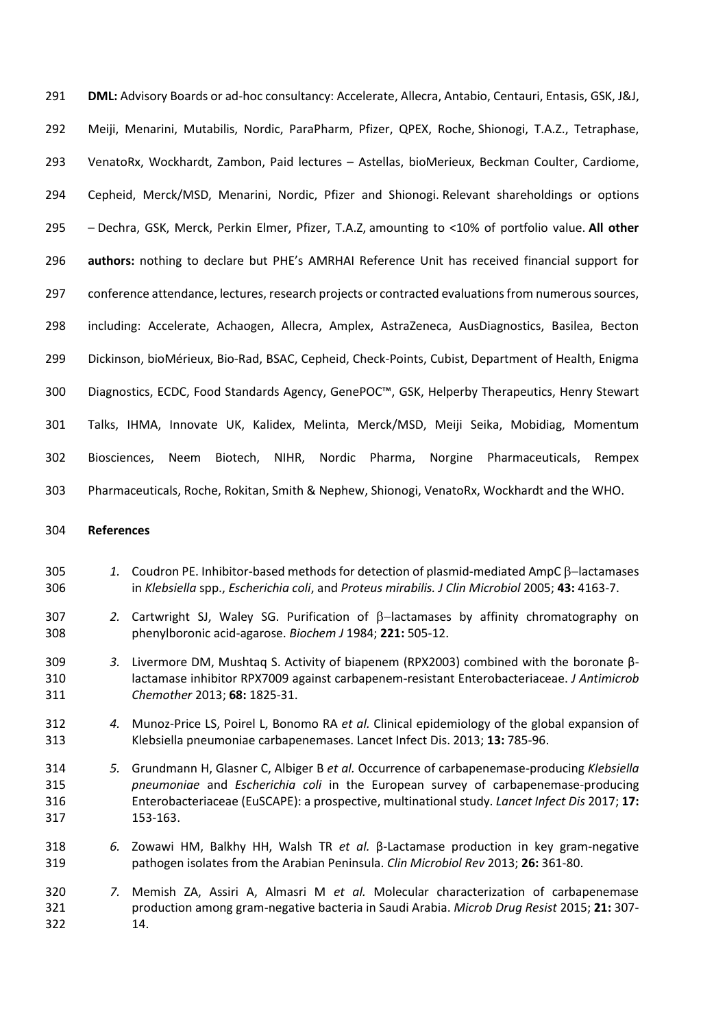**DML:** Advisory Boards or ad-hoc consultancy: Accelerate, Allecra, Antabio, Centauri, Entasis, GSK, J&J, Meiji, Menarini, Mutabilis, Nordic, ParaPharm, Pfizer, QPEX, Roche, Shionogi, T.A.Z., Tetraphase, VenatoRx, Wockhardt, Zambon, Paid lectures – Astellas, bioMerieux, Beckman Coulter, Cardiome, Cepheid, Merck/MSD, Menarini, Nordic, Pfizer and Shionogi. Relevant shareholdings or options – Dechra, GSK, Merck, Perkin Elmer, Pfizer, T.A.Z, amounting to <10% of portfolio value. **All other authors:** nothing to declare but PHE's AMRHAI Reference Unit has received financial support for conference attendance, lectures, research projects or contracted evaluations from numerous sources, including: Accelerate, Achaogen, Allecra, Amplex, AstraZeneca, AusDiagnostics, Basilea, Becton Dickinson, bioMérieux, Bio-Rad, BSAC, Cepheid, Check-Points, Cubist, Department of Health, Enigma Diagnostics, ECDC, Food Standards Agency, GenePOC™, GSK, Helperby Therapeutics, Henry Stewart Talks, IHMA, Innovate UK, Kalidex, Melinta, Merck/MSD, Meiji Seika, Mobidiag, Momentum Biosciences, Neem Biotech, NIHR, Nordic Pharma, Norgine Pharmaceuticals, Rempex Pharmaceuticals, Roche, Rokitan, Smith & Nephew, Shionogi, VenatoRx, Wockhardt and the WHO.

## References

1. Coudron PE. Inhibitor-based methods for detection of plasmid-mediated AmpC β–lactamases in *Klebsiella* spp., *Escherichia coli*, and *Proteus mirabilis. J Clin Microbiol* 2005; **43:** 4163-7.
2. Cartwright SJ, Waley SG. Purification of β–lactamases by affinity chromatography on phenylboronic acid-agarose. *Biochem J* 1984; **221:** 505-12.
3. Livermore DM, Mushtaq S. Activity of biapenem (RPX2003) combined with the boronate β-lactamase inhibitor RPX7009 against carbapenem-resistant Enterobacteriaceae. *J Antimicrob Chemother* 2013; **68:** 1825-31.
4. Munoz-Price LS, Poirel L, Bonomo RA *et al.* Clinical epidemiology of the global expansion of Klebsiella pneumoniae carbapenemases. Lancet Infect Dis. 2013; **13:** 785-96.
5. Grundmann H, Glasner C, Albiger B *et al.* Occurrence of carbapenemase-producing *Klebsiella pneumoniae* and *Escherichia coli* in the European survey of carbapenemase-producing Enterobacteriaceae (EuSCAPE): a prospective, multinational study. *Lancet Infect Dis* 2017; **17:** 153-163.
6. Zowawi HM, Balkhy HH, Walsh TR *et al.* β-Lactamase production in key gram-negative pathogen isolates from the Arabian Peninsula. *Clin Microbiol Rev* 2013; **26:** 361-80.
7. Memish ZA, Assiri A, Almasri M *et al.* Molecular characterization of carbapenemase production among gram-negative bacteria in Saudi Arabia. *Microb Drug Resist* 2015; **21:** 307-14.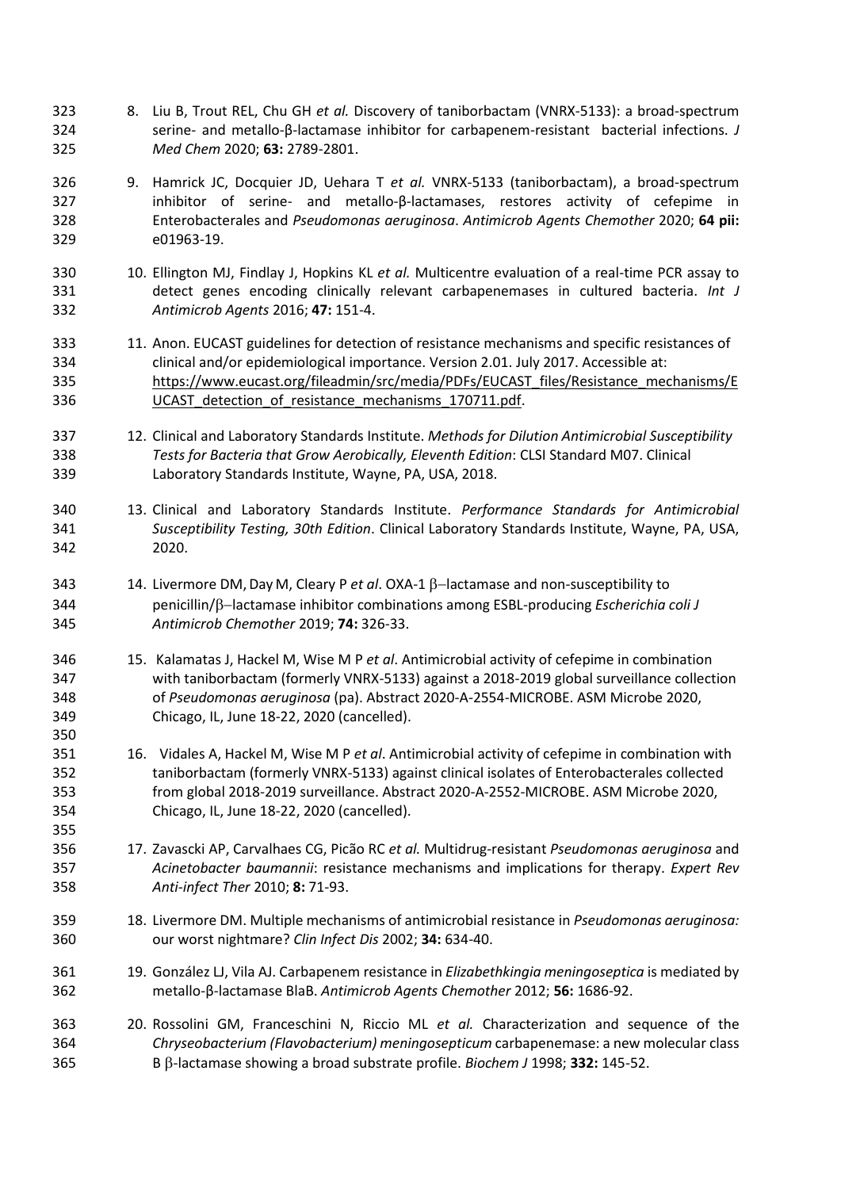8. Liu B, Trout REL, Chu GH *et al.* Discovery of taniborbactam (VNRX-5133): a broad-spectrum serine- and metallo-β-lactamase inhibitor for carbapenem-resistant bacterial infections. *J Med Chem* 2020; **63:** 2789-2801.

9. Hamrick JC, Docquier JD, Uehara T *et al.* VNRX-5133 (taniborbactam), a broad-spectrum inhibitor of serine- and metallo-β-lactamases, restores activity of cefepime in Enterobacterales and *Pseudomonas aeruginosa*. *Antimicrob Agents Chemother* 2020; **64 pii:** e01963-19.

10. Ellington MJ, Findlay J, Hopkins KL *et al.* Multicentre evaluation of a real-time PCR assay to detect genes encoding clinically relevant carbapenemases in cultured bacteria. *Int J Antimicrob Agents* 2016; **47:** 151-4.

11. Anon. EUCAST guidelines for detection of resistance mechanisms and specific resistances of clinical and/or epidemiological importance. Version 2.01. July 2017. Accessible at: https://www.eucast.org/fileadmin/src/media/PDFs/EUCAST_files/Resistance_mechanisms/EUCAST_detection_of_resistance_mechanisms_170711.pdf.

12. Clinical and Laboratory Standards Institute. *Methods for Dilution Antimicrobial Susceptibility Tests for Bacteria that Grow Aerobically, Eleventh Edition*: CLSI Standard M07. Clinical Laboratory Standards Institute, Wayne, PA, USA, 2018.

13. Clinical and Laboratory Standards Institute. *Performance Standards for Antimicrobial Susceptibility Testing, 30th Edition*. Clinical Laboratory Standards Institute, Wayne, PA, USA, 2020.

14. Livermore DM, Day M, Cleary P *et al*. OXA-1 β–lactamase and non-susceptibility to penicillin/β–lactamase inhibitor combinations among ESBL-producing *Escherichia coli J Antimicrob Chemother* 2019; **74:** 326-33.

15. Kalamatas J, Hackel M, Wise M P *et al*. Antimicrobial activity of cefepime in combination with taniborbactam (formerly VNRX-5133) against a 2018-2019 global surveillance collection of *Pseudomonas aeruginosa* (pa). Abstract 2020-A-2554-MICROBE. ASM Microbe 2020, Chicago, IL, June 18-22, 2020 (cancelled).

16. Vidales A, Hackel M, Wise M P *et al*. Antimicrobial activity of cefepime in combination with taniborbactam (formerly VNRX-5133) against clinical isolates of Enterobacterales collected from global 2018-2019 surveillance. Abstract 2020-A-2552-MICROBE. ASM Microbe 2020, Chicago, IL, June 18-22, 2020 (cancelled).

17. Zavascki AP, Carvalhaes CG, Picão RC *et al.* Multidrug-resistant *Pseudomonas aeruginosa* and *Acinetobacter baumannii*: resistance mechanisms and implications for therapy. *Expert Rev Anti-infect Ther* 2010; **8:** 71-93.

18. Livermore DM. Multiple mechanisms of antimicrobial resistance in *Pseudomonas aeruginosa:* our worst nightmare? *Clin Infect Dis* 2002; **34:** 634-40.

19. González LJ, Vila AJ. Carbapenem resistance in *Elizabethkingia meningoseptica* is mediated by metallo-β-lactamase BlaB. *Antimicrob Agents Chemother* 2012; **56:** 1686-92.

20. Rossolini GM, Franceschini N, Riccio ML *et al.* Characterization and sequence of the *Chryseobacterium (Flavobacterium) meningosepticum* carbapenemase: a new molecular class B β-lactamase showing a broad substrate profile. *Biochem J* 1998; **332:** 145-52.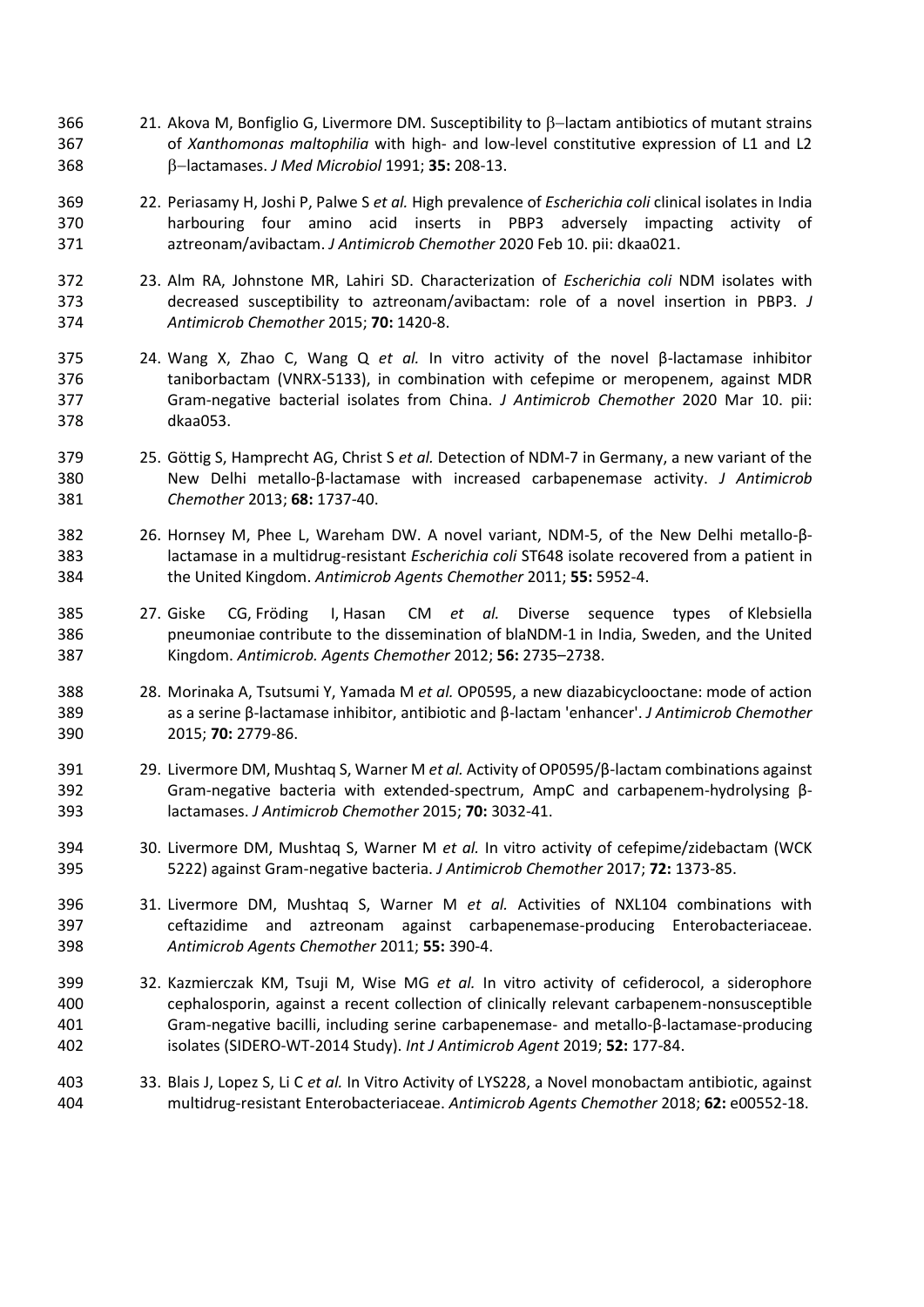21. Akova M, Bonfiglio G, Livermore DM. Susceptibility to β–lactam antibiotics of mutant strains of *Xanthomonas maltophilia* with high- and low-level constitutive expression of L1 and L2 β–lactamases. *J Med Microbiol* 1991; **35:** 208-13.

22. Periasamy H, Joshi P, Palwe S *et al.* High prevalence of *Escherichia coli* clinical isolates in India harbouring four amino acid inserts in PBP3 adversely impacting activity of aztreonam/avibactam. *J Antimicrob Chemother* 2020 Feb 10. pii: dkaa021.

23. Alm RA, Johnstone MR, Lahiri SD. Characterization of *Escherichia coli* NDM isolates with decreased susceptibility to aztreonam/avibactam: role of a novel insertion in PBP3. *J Antimicrob Chemother* 2015; **70:** 1420-8.

24. Wang X, Zhao C, Wang Q *et al.* In vitro activity of the novel β-lactamase inhibitor taniborbactam (VNRX-5133), in combination with cefepime or meropenem, against MDR Gram-negative bacterial isolates from China. *J Antimicrob Chemother* 2020 Mar 10. pii: dkaa053.

25. Göttig S, Hamprecht AG, Christ S *et al.* Detection of NDM-7 in Germany, a new variant of the New Delhi metallo-β-lactamase with increased carbapenemase activity. *J Antimicrob Chemother* 2013; **68:** 1737-40.

26. Hornsey M, Phee L, Wareham DW. A novel variant, NDM-5, of the New Delhi metallo-β-lactamase in a multidrug-resistant *Escherichia coli* ST648 isolate recovered from a patient in the United Kingdom. *Antimicrob Agents Chemother* 2011; **55:** 5952-4.

27. Giske CG, Fröding I, Hasan CM *et al.* Diverse sequence types of Klebsiella pneumoniae contribute to the dissemination of blaNDM-1 in India, Sweden, and the United Kingdom. *Antimicrob. Agents Chemother* 2012; **56:** 2735–2738.

28. Morinaka A, Tsutsumi Y, Yamada M *et al.* OP0595, a new diazabicyclooctane: mode of action as a serine β-lactamase inhibitor, antibiotic and β-lactam 'enhancer'. *J Antimicrob Chemother* 2015; **70:** 2779-86.

29. Livermore DM, Mushtaq S, Warner M *et al.* Activity of OP0595/β-lactam combinations against Gram-negative bacteria with extended-spectrum, AmpC and carbapenem-hydrolysing β-lactamases. *J Antimicrob Chemother* 2015; **70:** 3032-41.

30. Livermore DM, Mushtaq S, Warner M *et al.* In vitro activity of cefepime/zidebactam (WCK 5222) against Gram-negative bacteria. *J Antimicrob Chemother* 2017; **72:** 1373-85.

31. Livermore DM, Mushtaq S, Warner M *et al.* Activities of NXL104 combinations with ceftazidime and aztreonam against carbapenemase-producing Enterobacteriaceae. *Antimicrob Agents Chemother* 2011; **55:** 390-4.

32. Kazmierczak KM, Tsuji M, Wise MG *et al.* In vitro activity of cefiderocol, a siderophore cephalosporin, against a recent collection of clinically relevant carbapenem-nonsusceptible Gram-negative bacilli, including serine carbapenemase- and metallo-β-lactamase-producing isolates (SIDERO-WT-2014 Study). *Int J Antimicrob Agent* 2019; **52:** 177-84.

33. Blais J, Lopez S, Li C *et al.* In Vitro Activity of LYS228, a Novel monobactam antibiotic, against multidrug-resistant Enterobacteriaceae. *Antimicrob Agents Chemother* 2018; **62:** e00552-18.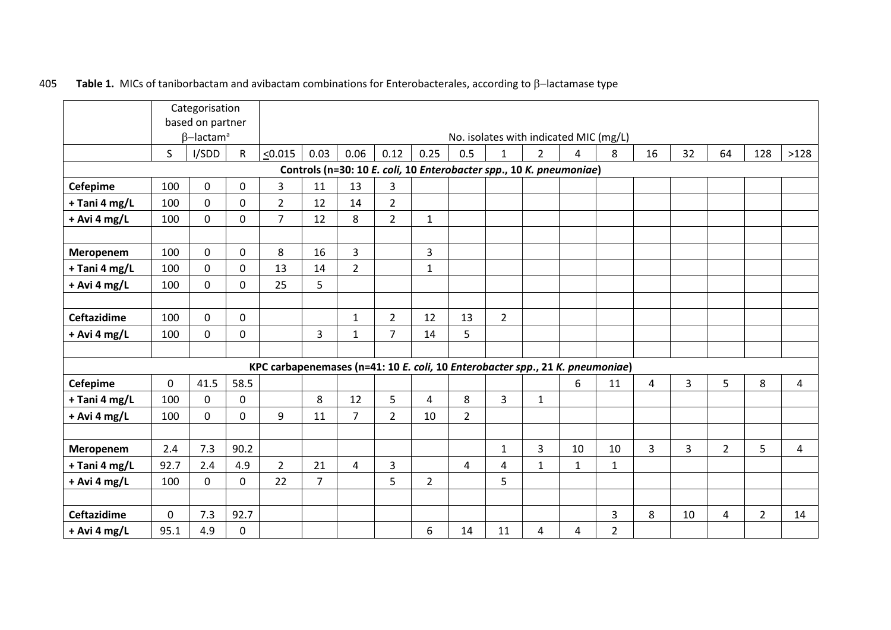**Table 1.** MICs of taniborbactam and avibactam combinations for Enterobacterales, according to β-lactamase type

| | Categorisation based on partner β-lactam[a] | | | No. isolates with indicated MIC (mg/L) | | | | | | | | | | | | | | |
|---|---|---|---|---|---|---|---|---|---|---|---|---|---|---|---|---|---|---|
| | S | I/SDD | R | ≤0.015 | 0.03 | 0.06 | 0.12 | 0.25 | 0.5 | 1 | 2 | 4 | 8 | 16 | 32 | 64 | 128 | >128 |
| **Controls (n=30: 10 *E. coli*, 10 *Enterobacter spp.*, 10 *K. pneumoniae*)** | | | | | | | | | | | | | | | | | | |
| **Cefepime** | 100 | 0 | 0 | 3 | 11 | 13 | 3 | | | | | | | | | | | |
| **+ Tani 4 mg/L** | 100 | 0 | 0 | 2 | 12 | 14 | 2 | | | | | | | | | | | |
| **+ Avi 4 mg/L** | 100 | 0 | 0 | 7 | 12 | 8 | 2 | 1 | | | | | | | | | | |
| | | | | | | | | | | | | | | | | | | |
| **Meropenem** | 100 | 0 | 0 | 8 | 16 | 3 | | 3 | | | | | | | | | | |
| **+ Tani 4 mg/L** | 100 | 0 | 0 | 13 | 14 | 2 | | 1 | | | | | | | | | | |
| **+ Avi 4 mg/L** | 100 | 0 | 0 | 25 | 5 | | | | | | | | | | | | | |
| | | | | | | | | | | | | | | | | | | |
| **Ceftazidime** | 100 | 0 | 0 | | | 1 | 2 | 12 | 13 | 2 | | | | | | | | |
| **+ Avi 4 mg/L** | 100 | 0 | 0 | | 3 | 1 | 7 | 14 | 5 | | | | | | | | | |
| | | | | | | | | | | | | | | | | | | |
| **KPC carbapenemases (n=41: 10 *E. coli*, 10 *Enterobacter spp.*, 21 *K. pneumoniae*)** | | | | | | | | | | | | | | | | | | |
| **Cefepime** | 0 | 41.5 | 58.5 | | | | | | | | | 6 | 11 | 4 | 3 | 5 | 8 | 4 |
| **+ Tani 4 mg/L** | 100 | 0 | 0 | | 8 | 12 | 5 | 4 | 8 | 3 | 1 | | | | | | | |
| **+ Avi 4 mg/L** | 100 | 0 | 0 | 9 | 11 | 7 | 2 | 10 | 2 | | | | | | | | | |
| | | | | | | | | | | | | | | | | | | |
| **Meropenem** | 2.4 | 7.3 | 90.2 | | | | | | | 1 | 3 | 10 | 10 | 3 | 3 | 2 | 5 | 4 |
| **+ Tani 4 mg/L** | 92.7 | 2.4 | 4.9 | 2 | 21 | 4 | 3 | | 4 | 4 | 1 | 1 | 1 | | | | | |
| **+ Avi 4 mg/L** | 100 | 0 | 0 | 22 | 7 | | 5 | 2 | | 5 | | | | | | | | |
| | | | | | | | | | | | | | | | | | | |
| **Ceftazidime** | 0 | 7.3 | 92.7 | | | | | | | | | | 3 | 8 | 10 | 4 | 2 | 14 |
| **+ Avi 4 mg/L** | 95.1 | 4.9 | 0 | | | | | 6 | 14 | 11 | 4 | 4 | 2 | | | | | |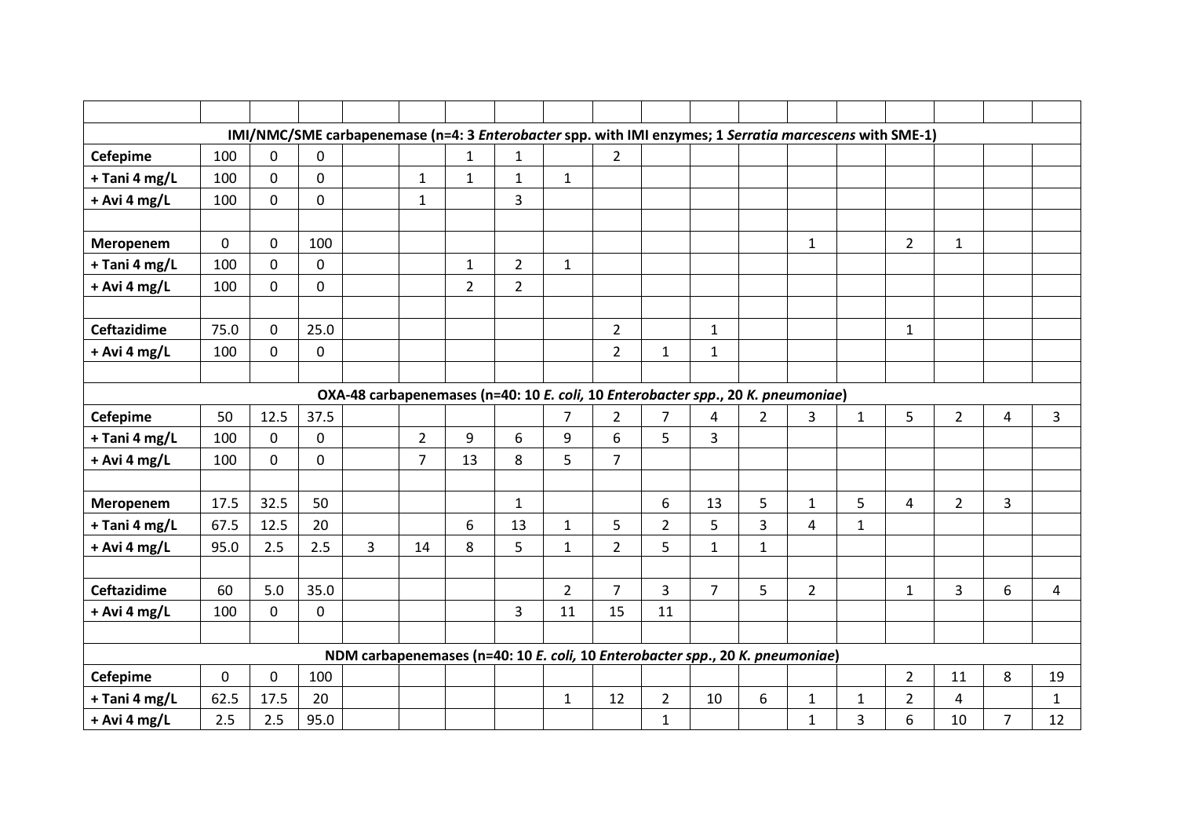| | | | | | | | | | | | | | | | | | | |
|---|---|---|---|---|---|---|---|---|---|---|---|---|---|---|---|---|---|---|
| **IMI/NMC/SME carbapenemase (n=4: 3 *Enterobacter* spp. with IMI enzymes; 1 *Serratia marcescens* with SME-1)** | | | | | | | | | | | | | | | | | | |
| **Cefepime** | 100 | 0 | 0 | | | 1 | 1 | | 2 | | | | | | | | | |
| **+ Tani 4 mg/L** | 100 | 0 | 0 | | 1 | 1 | 1 | 1 | | | | | | | | | | |
| **+ Avi 4 mg/L** | 100 | 0 | 0 | | 1 | | 3 | | | | | | | | | | | |
| | | | | | | | | | | | | | | | | | | |
| **Meropenem** | 0 | 0 | 100 | | | | | | | | | | 1 | | 2 | 1 | | |
| **+ Tani 4 mg/L** | 100 | 0 | 0 | | | 1 | 2 | 1 | | | | | | | | | | |
| **+ Avi 4 mg/L** | 100 | 0 | 0 | | | 2 | 2 | | | | | | | | | | | |
| | | | | | | | | | | | | | | | | | | |
| **Ceftazidime** | 75.0 | 0 | 25.0 | | | | | | 2 | | 1 | | | | 1 | | | |
| **+ Avi 4 mg/L** | 100 | 0 | 0 | | | | | | 2 | 1 | 1 | | | | | | | |
| | | | | | | | | | | | | | | | | | | |
| **OXA-48 carbapenemases (n=40: 10 *E. coli,* 10 *Enterobacter spp*., 20 *K. pneumoniae*)** | | | | | | | | | | | | | | | | | | |
| **Cefepime** | 50 | 12.5 | 37.5 | | | | | 7 | 2 | 7 | 4 | 2 | 3 | 1 | 5 | 2 | 4 | 3 |
| **+ Tani 4 mg/L** | 100 | 0 | 0 | | 2 | 9 | 6 | 9 | 6 | 5 | 3 | | | | | | | |
| **+ Avi 4 mg/L** | 100 | 0 | 0 | | 7 | 13 | 8 | 5 | 7 | | | | | | | | | |
| | | | | | | | | | | | | | | | | | | |
| **Meropenem** | 17.5 | 32.5 | 50 | | | | 1 | | | 6 | 13 | 5 | 1 | 5 | 4 | 2 | 3 | |
| **+ Tani 4 mg/L** | 67.5 | 12.5 | 20 | | | 6 | 13 | 1 | 5 | 2 | 5 | 3 | 4 | 1 | | | | |
| **+ Avi 4 mg/L** | 95.0 | 2.5 | 2.5 | 3 | 14 | 8 | 5 | 1 | 2 | 5 | 1 | 1 | | | | | | |
| | | | | | | | | | | | | | | | | | | |
| **Ceftazidime** | 60 | 5.0 | 35.0 | | | | | 2 | 7 | 3 | 7 | 5 | 2 | | 1 | 3 | 6 | 4 |
| **+ Avi 4 mg/L** | 100 | 0 | 0 | | | | 3 | 11 | 15 | 11 | | | | | | | | |
| | | | | | | | | | | | | | | | | | | |
| **NDM carbapenemases (n=40: 10 *E. coli*, 10 *Enterobacter spp*., 20 *K. pneumoniae*)** | | | | | | | | | | | | | | | | | | |
| **Cefepime** | 0 | 0 | 100 | | | | | | | | | | | | 2 | 11 | 8 | 19 |
| **+ Tani 4 mg/L** | 62.5 | 17.5 | 20 | | | | | 1 | 12 | 2 | 10 | 6 | 1 | 1 | 2 | 4 | | 1 |
| **+ Avi 4 mg/L** | 2.5 | 2.5 | 95.0 | | | | | | | 1 | | | 1 | 3 | 6 | 10 | 7 | 12 |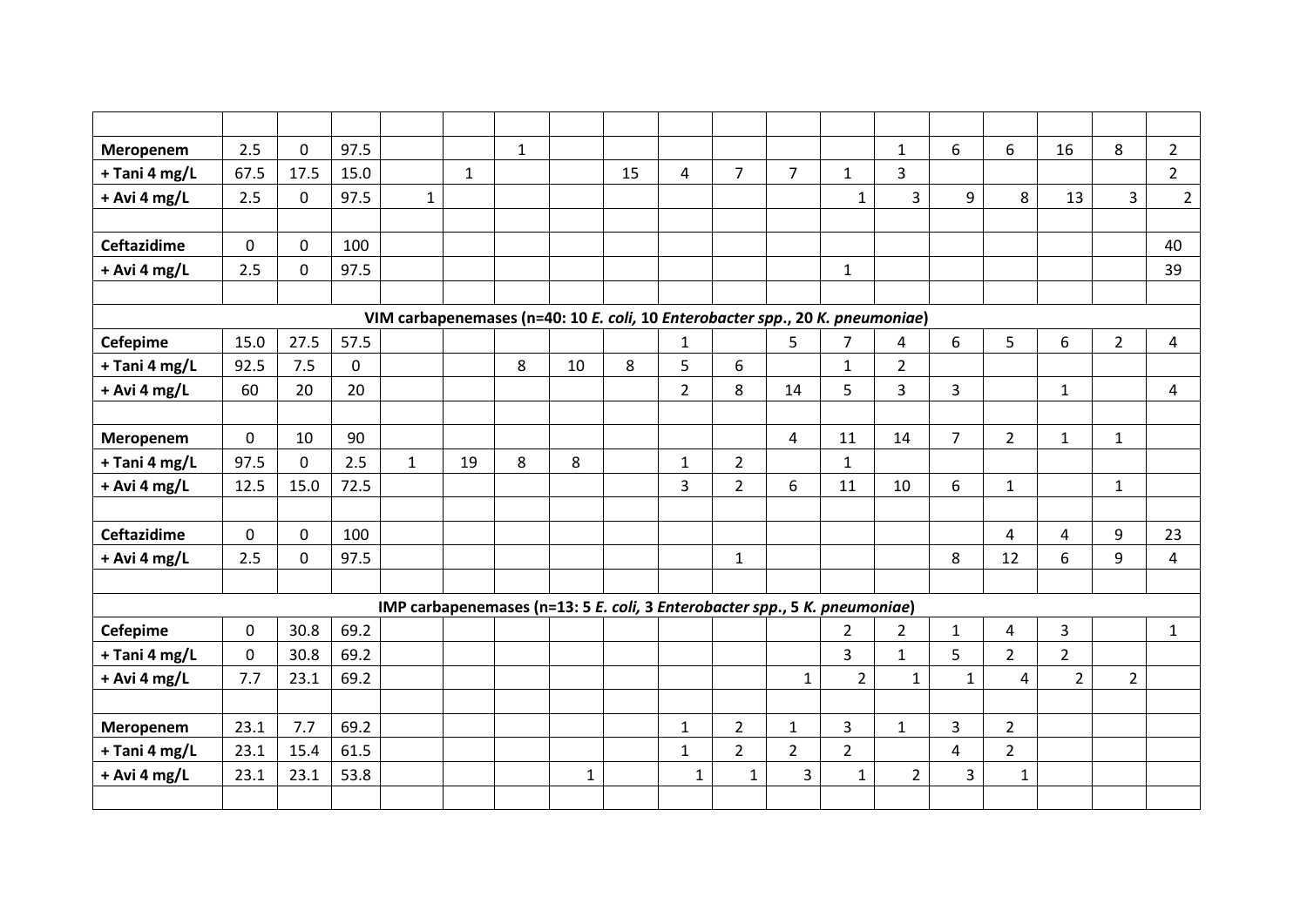| | | | | | | | | | | | | | | | | | | |
|---|---|---|---|---|---|---|---|---|---|---|---|---|---|---|---|---|---|---|
| **Meropenem** | 2.5 | 0 | 97.5 | | | 1 | | | | | | | 1 | 6 | 6 | 16 | 8 | 2 |
| **+ Tani 4 mg/L** | 67.5 | 17.5 | 15.0 | | 1 | | | 15 | 4 | 7 | 7 | 1 | 3 | | | | | 2 |
| **+ Avi 4 mg/L** | 2.5 | 0 | 97.5 | 1 | | | | | | | | 1 | 3 | 9 | 8 | 13 | 3 | 2 |
| | | | | | | | | | | | | | | | | | | |
| **Ceftazidime** | 0 | 0 | 100 | | | | | | | | | | | | | | | 40 |
| **+ Avi 4 mg/L** | 2.5 | 0 | 97.5 | | | | | | | | | 1 | | | | | | 39 |
| | | | | | | | | | | | | | | | | | | |
| **VIM carbapenemases (n=40: 10 *E. coli,* 10 *Enterobacter spp*., 20 *K. pneumoniae*)** | | | | | | | | | | | | | | | | | | |
| **Cefepime** | 15.0 | 27.5 | 57.5 | | | | | | 1 | | 5 | 7 | 4 | 6 | 5 | 6 | 2 | 4 |
| **+ Tani 4 mg/L** | 92.5 | 7.5 | 0 | | | 8 | 10 | 8 | 5 | 6 | | 1 | 2 | | | | | |
| **+ Avi 4 mg/L** | 60 | 20 | 20 | | | | | | 2 | 8 | 14 | 5 | 3 | 3 | | 1 | | 4 |
| | | | | | | | | | | | | | | | | | | |
| **Meropenem** | 0 | 10 | 90 | | | | | | | | 4 | 11 | 14 | 7 | 2 | 1 | 1 | |
| **+ Tani 4 mg/L** | 97.5 | 0 | 2.5 | 1 | 19 | 8 | 8 | | 1 | 2 | | 1 | | | | | | |
| **+ Avi 4 mg/L** | 12.5 | 15.0 | 72.5 | | | | | | 3 | 2 | 6 | 11 | 10 | 6 | 1 | | 1 | |
| | | | | | | | | | | | | | | | | | | |
| **Ceftazidime** | 0 | 0 | 100 | | | | | | | | | | | | 4 | 4 | 9 | 23 |
| **+ Avi 4 mg/L** | 2.5 | 0 | 97.5 | | | | | | | 1 | | | | 8 | 12 | 6 | 9 | 4 |
| | | | | | | | | | | | | | | | | | | |
| **IMP carbapenemases (n=13: 5 *E. coli,* 3 *Enterobacter spp*., 5 *K. pneumoniae*)** | | | | | | | | | | | | | | | | | | |
| **Cefepime** | 0 | 30.8 | 69.2 | | | | | | | | | 2 | 2 | 1 | 4 | 3 | | 1 |
| **+ Tani 4 mg/L** | 0 | 30.8 | 69.2 | | | | | | | | | 3 | 1 | 5 | 2 | 2 | | |
| **+ Avi 4 mg/L** | 7.7 | 23.1 | 69.2 | | | | | | | | 1 | 2 | 1 | 1 | 4 | 2 | 2 | |
| | | | | | | | | | | | | | | | | | | |
| **Meropenem** | 23.1 | 7.7 | 69.2 | | | | | | 1 | 2 | 1 | 3 | 1 | 3 | 2 | | | |
| **+ Tani 4 mg/L** | 23.1 | 15.4 | 61.5 | | | | | | 1 | 2 | 2 | 2 | | 4 | 2 | | | |
| **+ Avi 4 mg/L** | 23.1 | 23.1 | 53.8 | | | | 1 | | 1 | 1 | 3 | 1 | 2 | 3 | 1 | | | |
| | | | | | | | | | | | | | | | | | | |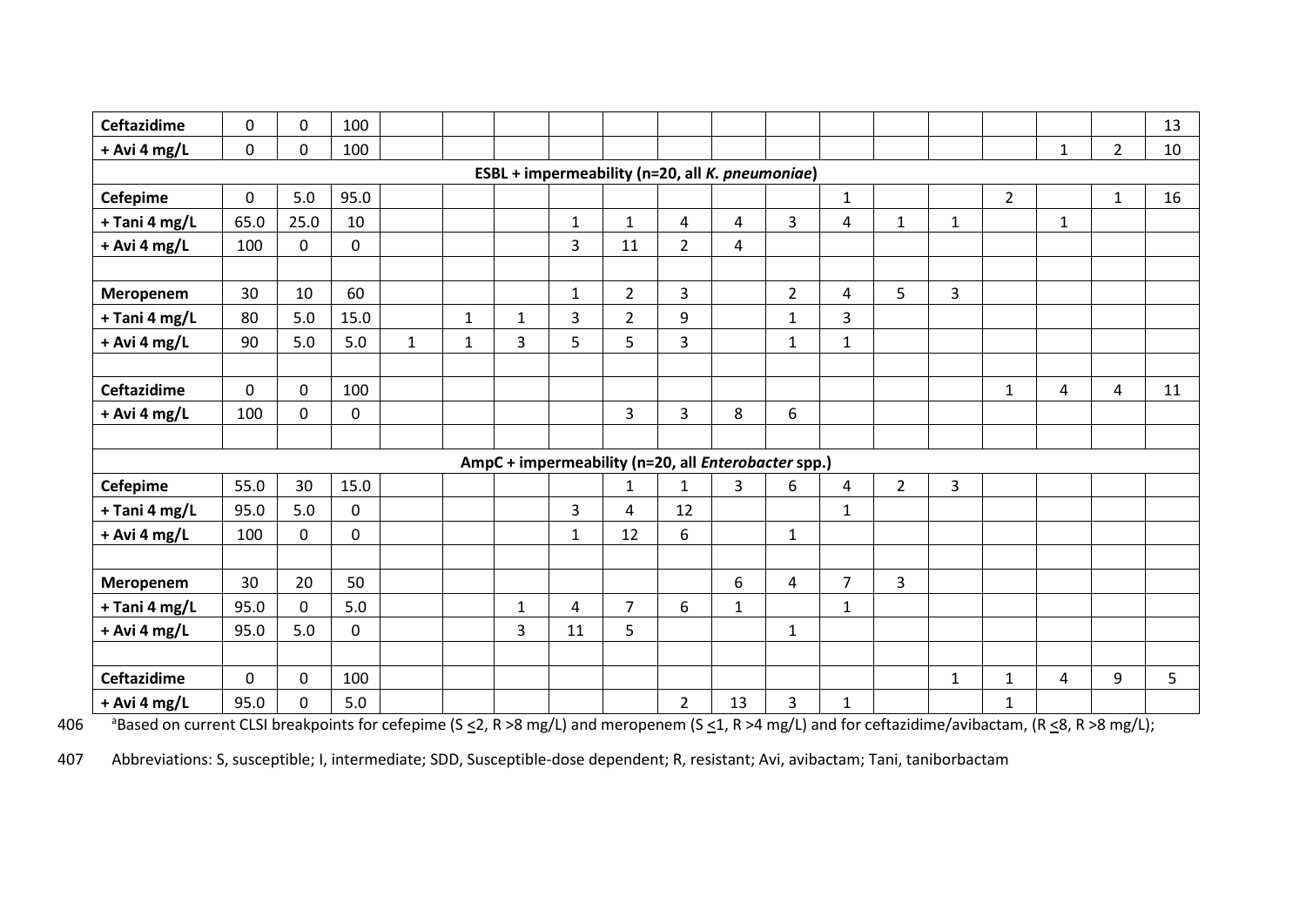| | | | | | | | | | | | | | | | | | | |
|---|---|---|---|---|---|---|---|---|---|---|---|---|---|---|---|---|---|---|
| **Ceftazidime** | 0 | 0 | 100 | | | | | | | | | | | | | | | 13 |
| **+ Avi 4 mg/L** | 0 | 0 | 100 | | | | | | | | | | | | | 1 | 2 | 10 |
| **ESBL + impermeability (n=20, all *K. pneumoniae*)** | | | | | | | | | | | | | | | | | | |
| **Cefepime** | 0 | 5.0 | 95.0 | | | | | | | | | 1 | | | 2 | | 1 | 16 |
| **+ Tani 4 mg/L** | 65.0 | 25.0 | 10 | | | | 1 | 1 | 4 | 4 | 3 | 4 | 1 | 1 | | 1 | | |
| **+ Avi 4 mg/L** | 100 | 0 | 0 | | | | 3 | 11 | 2 | 4 | | | | | | | | |
| | | | | | | | | | | | | | | | | | | |
| **Meropenem** | 30 | 10 | 60 | | | | 1 | 2 | 3 | | 2 | 4 | 5 | 3 | | | | |
| **+ Tani 4 mg/L** | 80 | 5.0 | 15.0 | | 1 | 1 | 3 | 2 | 9 | | 1 | 3 | | | | | | |
| **+ Avi 4 mg/L** | 90 | 5.0 | 5.0 | 1 | 1 | 3 | 5 | 5 | 3 | | 1 | 1 | | | | | | |
| | | | | | | | | | | | | | | | | | | |
| **Ceftazidime** | 0 | 0 | 100 | | | | | | | | | | | | 1 | 4 | 4 | 11 |
| **+ Avi 4 mg/L** | 100 | 0 | 0 | | | | | 3 | 3 | 8 | 6 | | | | | | | |
| | | | | | | | | | | | | | | | | | | |
| **AmpC + impermeability (n=20, all *Enterobacter* spp.)** | | | | | | | | | | | | | | | | | | |
| **Cefepime** | 55.0 | 30 | 15.0 | | | | | 1 | 1 | 3 | 6 | 4 | 2 | 3 | | | | |
| **+ Tani 4 mg/L** | 95.0 | 5.0 | 0 | | | | 3 | 4 | 12 | | | 1 | | | | | | |
| **+ Avi 4 mg/L** | 100 | 0 | 0 | | | | 1 | 12 | 6 | | 1 | | | | | | | |
| | | | | | | | | | | | | | | | | | | |
| **Meropenem** | 30 | 20 | 50 | | | | | | | 6 | 4 | 7 | 3 | | | | | |
| **+ Tani 4 mg/L** | 95.0 | 0 | 5.0 | | | 1 | 4 | 7 | 6 | 1 | | 1 | | | | | | |
| **+ Avi 4 mg/L** | 95.0 | 5.0 | 0 | | | 3 | 11 | 5 | | | 1 | | | | | | | |
| | | | | | | | | | | | | | | | | | | |
| **Ceftazidime** | 0 | 0 | 100 | | | | | | | | | | | 1 | 1 | 4 | 9 | 5 |
| **+ Avi 4 mg/L** | 95.0 | 0 | 5.0 | | | | | | 2 | 13 | 3 | 1 | | | 1 | | | |

[a]Based on current CLSI breakpoints for cefepime (S ≤2, R >8 mg/L) and meropenem (S ≤1, R >4 mg/L) and for ceftazidime/avibactam, (R ≤8, R >8 mg/L);

Abbreviations: S, susceptible; I, intermediate; SDD, Susceptible-dose dependent; R, resistant; Avi, avibactam; Tani, taniborbactam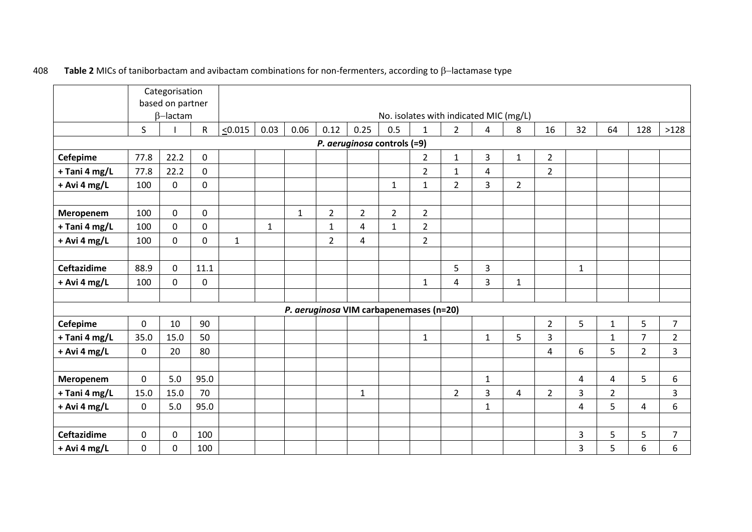408 **Table 2** MICs of taniborbactam and avibactam combinations for non-fermenters, according to β–lactamase type

| | Categorisation based on partner β–lactam | | | No. isolates with indicated MIC (mg/L) | | | | | | | | | | | | | | |
|---|---|---|---|---|---|---|---|---|---|---|---|---|---|---|---|---|---|---|
| | S | I | R | ≤0.015 | 0.03 | 0.06 | 0.12 | 0.25 | 0.5 | 1 | 2 | 4 | 8 | 16 | 32 | 64 | 128 | >128 |
| ***P. aeruginosa* controls (=9)** | | | | | | | | | | | | | | | | | | |
| **Cefepime** | 77.8 | 22.2 | 0 | | | | | | | 2 | 1 | 3 | 1 | 2 | | | | |
| **+ Tani 4 mg/L** | 77.8 | 22.2 | 0 | | | | | | | 2 | 1 | 4 | | 2 | | | | |
| **+ Avi 4 mg/L** | 100 | 0 | 0 | | | | | | 1 | 1 | 2 | 3 | 2 | | | | | |
| | | | | | | | | | | | | | | | | | | |
| **Meropenem** | 100 | 0 | 0 | | | 1 | 2 | 2 | 2 | 2 | | | | | | | | |
| **+ Tani 4 mg/L** | 100 | 0 | 0 | | 1 | | 1 | 4 | 1 | 2 | | | | | | | | |
| **+ Avi 4 mg/L** | 100 | 0 | 0 | 1 | | | 2 | 4 | | 2 | | | | | | | | |
| | | | | | | | | | | | | | | | | | | |
| **Ceftazidime** | 88.9 | 0 | 11.1 | | | | | | | | 5 | 3 | | | 1 | | | |
| **+ Avi 4 mg/L** | 100 | 0 | 0 | | | | | | | 1 | 4 | 3 | 1 | | | | | |
| | | | | | | | | | | | | | | | | | | |
| ***P. aeruginosa* VIM carbapenemases (n=20)** | | | | | | | | | | | | | | | | | | |
| **Cefepime** | 0 | 10 | 90 | | | | | | | | | | | 2 | 5 | 1 | 5 | 7 |
| **+ Tani 4 mg/L** | 35.0 | 15.0 | 50 | | | | | | | 1 | | 1 | 5 | 3 | | 1 | 7 | 2 |
| **+ Avi 4 mg/L** | 0 | 20 | 80 | | | | | | | | | | | 4 | 6 | 5 | 2 | 3 |
| | | | | | | | | | | | | | | | | | | |
| **Meropenem** | 0 | 5.0 | 95.0 | | | | | | | | | 1 | | | 4 | 4 | 5 | 6 |
| **+ Tani 4 mg/L** | 15.0 | 15.0 | 70 | | | | | 1 | | | 2 | 3 | 4 | 2 | 3 | 2 | | 3 |
| **+ Avi 4 mg/L** | 0 | 5.0 | 95.0 | | | | | | | | | 1 | | | 4 | 5 | 4 | 6 |
| | | | | | | | | | | | | | | | | | | |
| **Ceftazidime** | 0 | 0 | 100 | | | | | | | | | | | | 3 | 5 | 5 | 7 |
| **+ Avi 4 mg/L** | 0 | 0 | 100 | | | | | | | | | | | | 3 | 5 | 6 | 6 |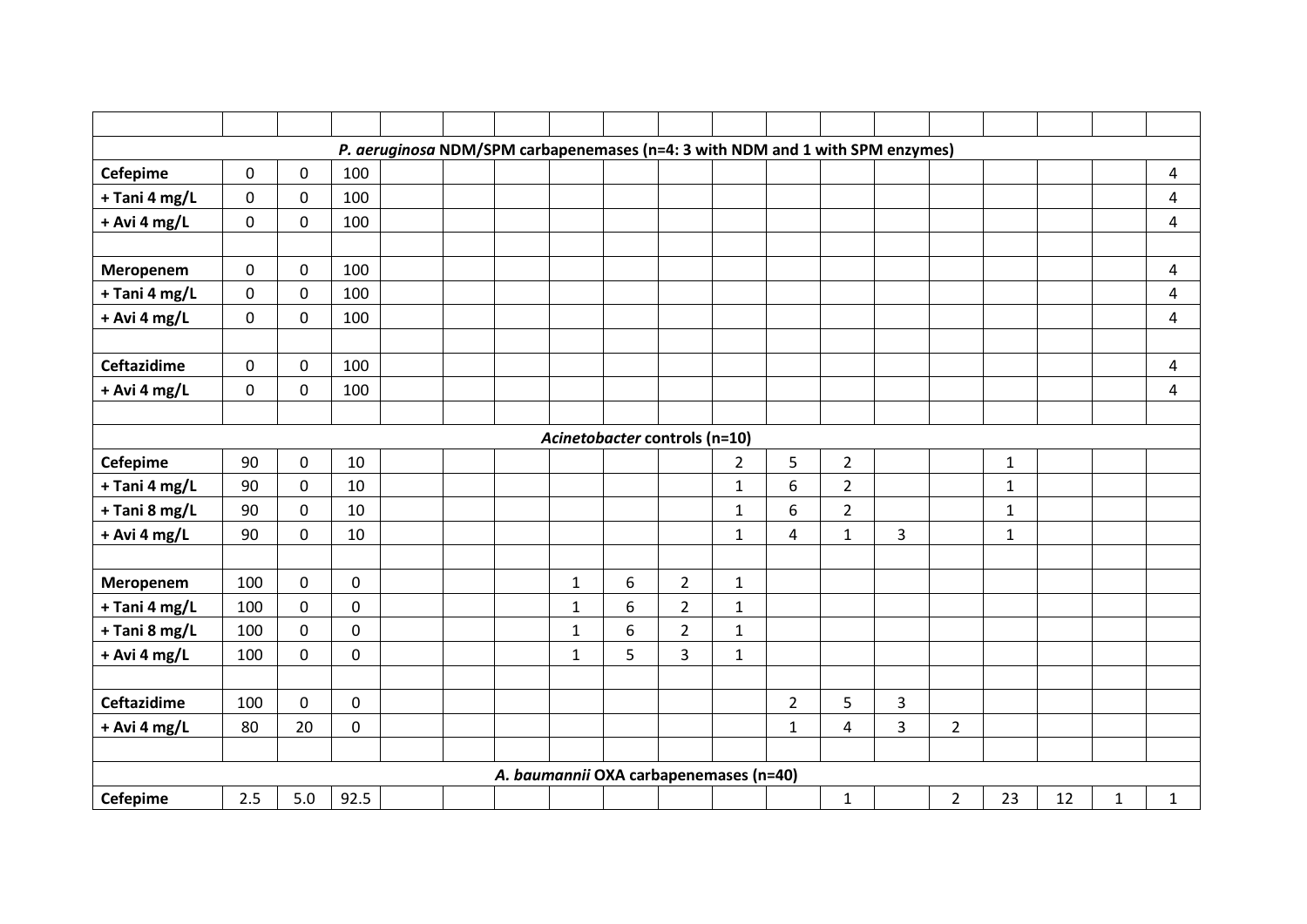| | | | | | | | | | | | | | | | | | | |
|---|---|---|---|---|---|---|---|---|---|---|---|---|---|---|---|---|---|---|
| ***P. aeruginosa* NDM/SPM carbapenemases (n=4: 3 with NDM and 1 with SPM enzymes)** | | | | | | | | | | | | | | | | | | |
| **Cefepime** | 0 | 0 | 100 | | | | | | | | | | | | | | | 4 |
| **+ Tani 4 mg/L** | 0 | 0 | 100 | | | | | | | | | | | | | | | 4 |
| **+ Avi 4 mg/L** | 0 | 0 | 100 | | | | | | | | | | | | | | | 4 |
| | | | | | | | | | | | | | | | | | | |
| **Meropenem** | 0 | 0 | 100 | | | | | | | | | | | | | | | 4 |
| **+ Tani 4 mg/L** | 0 | 0 | 100 | | | | | | | | | | | | | | | 4 |
| **+ Avi 4 mg/L** | 0 | 0 | 100 | | | | | | | | | | | | | | | 4 |
| | | | | | | | | | | | | | | | | | | |
| **Ceftazidime** | 0 | 0 | 100 | | | | | | | | | | | | | | | 4 |
| **+ Avi 4 mg/L** | 0 | 0 | 100 | | | | | | | | | | | | | | | 4 |
| | | | | | | | | | | | | | | | | | | |
| ***Acinetobacter* controls (n=10)** | | | | | | | | | | | | | | | | | | |
| **Cefepime** | 90 | 0 | 10 | | | | | | | 2 | 5 | 2 | | | 1 | | | |
| **+ Tani 4 mg/L** | 90 | 0 | 10 | | | | | | | 1 | 6 | 2 | | | 1 | | | |
| **+ Tani 8 mg/L** | 90 | 0 | 10 | | | | | | | 1 | 6 | 2 | | | 1 | | | |
| **+ Avi 4 mg/L** | 90 | 0 | 10 | | | | | | | 1 | 4 | 1 | 3 | | 1 | | | |
| | | | | | | | | | | | | | | | | | | |
| **Meropenem** | 100 | 0 | 0 | | | | 1 | 6 | 2 | 1 | | | | | | | | |
| **+ Tani 4 mg/L** | 100 | 0 | 0 | | | | 1 | 6 | 2 | 1 | | | | | | | | |
| **+ Tani 8 mg/L** | 100 | 0 | 0 | | | | 1 | 6 | 2 | 1 | | | | | | | | |
| **+ Avi 4 mg/L** | 100 | 0 | 0 | | | | 1 | 5 | 3 | 1 | | | | | | | | |
| | | | | | | | | | | | | | | | | | | |
| **Ceftazidime** | 100 | 0 | 0 | | | | | | | | 2 | 5 | 3 | | | | | |
| **+ Avi 4 mg/L** | 80 | 20 | 0 | | | | | | | | 1 | 4 | 3 | 2 | | | | |
| | | | | | | | | | | | | | | | | | | |
| ***A. baumannii* OXA carbapenemases (n=40)** | | | | | | | | | | | | | | | | | | |
| **Cefepime** | 2.5 | 5.0 | 92.5 | | | | | | | | | 1 | | 2 | 23 | 12 | 1 | 1 |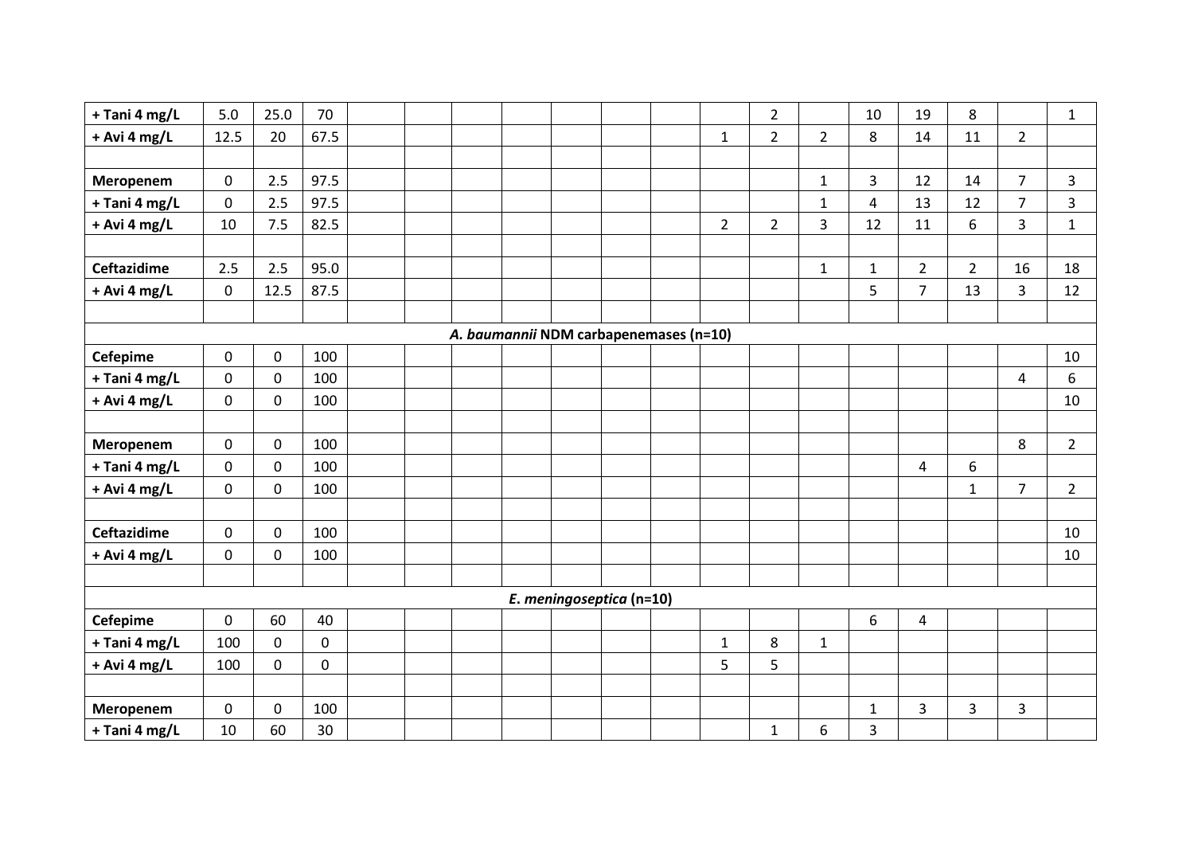| | | | | | | | | | | | | | | | | | | |
|---|---|---|---|---|---|---|---|---|---|---|---|---|---|---|---|---|---|---|
| **+ Tani 4 mg/L** | 5.0 | 25.0 | 70 | | | | | | | | | 2 | | 10 | 19 | 8 | | 1 |
| **+ Avi 4 mg/L** | 12.5 | 20 | 67.5 | | | | | | | | 1 | 2 | 2 | 8 | 14 | 11 | 2 | |
| | | | | | | | | | | | | | | | | | | |
| **Meropenem** | 0 | 2.5 | 97.5 | | | | | | | | | | 1 | 3 | 12 | 14 | 7 | 3 |
| **+ Tani 4 mg/L** | 0 | 2.5 | 97.5 | | | | | | | | | | 1 | 4 | 13 | 12 | 7 | 3 |
| **+ Avi 4 mg/L** | 10 | 7.5 | 82.5 | | | | | | | | 2 | 2 | 3 | 12 | 11 | 6 | 3 | 1 |
| | | | | | | | | | | | | | | | | | | |
| **Ceftazidime** | 2.5 | 2.5 | 95.0 | | | | | | | | | | 1 | 1 | 2 | 2 | 16 | 18 |
| **+ Avi 4 mg/L** | 0 | 12.5 | 87.5 | | | | | | | | | | | 5 | 7 | 13 | 3 | 12 |
| | | | | | | | | | | | | | | | | | | |
| ***A. baumannii* NDM carbapenemases (n=10)** | | | | | | | | | | | | | | | | | | |
| **Cefepime** | 0 | 0 | 100 | | | | | | | | | | | | | | | 10 |
| **+ Tani 4 mg/L** | 0 | 0 | 100 | | | | | | | | | | | | | | 4 | 6 |
| **+ Avi 4 mg/L** | 0 | 0 | 100 | | | | | | | | | | | | | | | 10 |
| | | | | | | | | | | | | | | | | | | |
| **Meropenem** | 0 | 0 | 100 | | | | | | | | | | | | | | 8 | 2 |
| **+ Tani 4 mg/L** | 0 | 0 | 100 | | | | | | | | | | | | 4 | 6 | | |
| **+ Avi 4 mg/L** | 0 | 0 | 100 | | | | | | | | | | | | | 1 | 7 | 2 |
| | | | | | | | | | | | | | | | | | | |
| **Ceftazidime** | 0 | 0 | 100 | | | | | | | | | | | | | | | 10 |
| **+ Avi 4 mg/L** | 0 | 0 | 100 | | | | | | | | | | | | | | | 10 |
| | | | | | | | | | | | | | | | | | | |
| ***E. meningoseptica* (n=10)** | | | | | | | | | | | | | | | | | | |
| **Cefepime** | 0 | 60 | 40 | | | | | | | | | | | 6 | 4 | | | |
| **+ Tani 4 mg/L** | 100 | 0 | 0 | | | | | | | | 1 | 8 | 1 | | | | | |
| **+ Avi 4 mg/L** | 100 | 0 | 0 | | | | | | | | 5 | 5 | | | | | | |
| | | | | | | | | | | | | | | | | | | |
| **Meropenem** | 0 | 0 | 100 | | | | | | | | | | | 1 | 3 | 3 | 3 | |
| **+ Tani 4 mg/L** | 10 | 60 | 30 | | | | | | | | | 1 | 6 | 3 | | | | |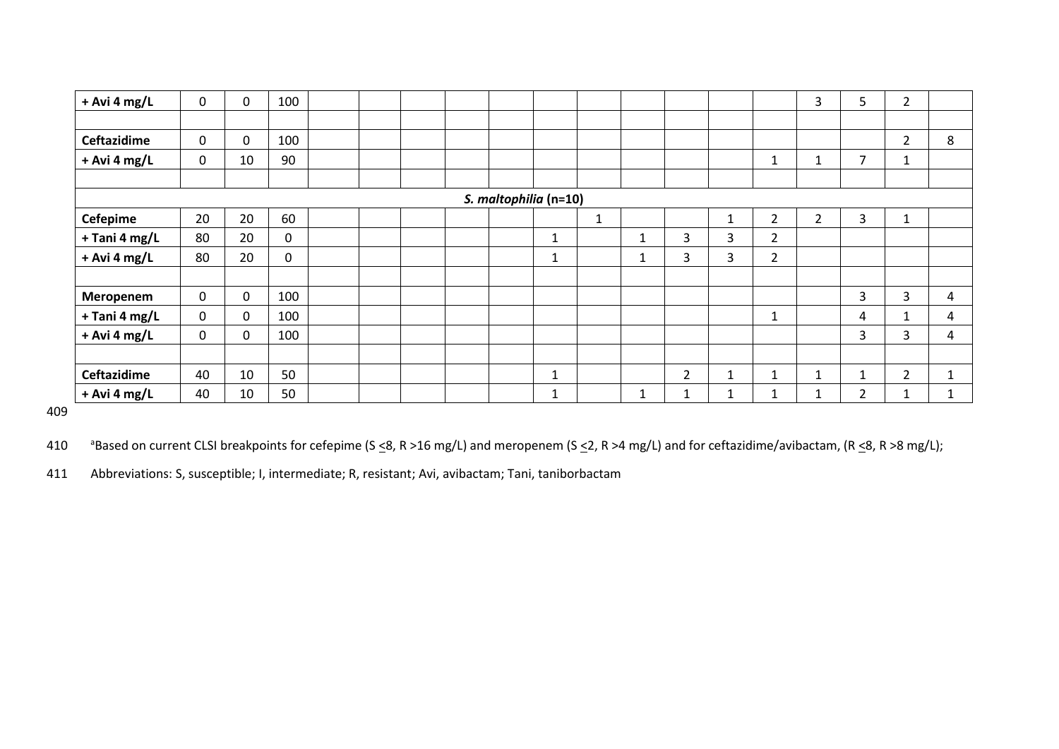| | | | | | | | | | | | | | | | | | | |
|---|---|---|---|---|---|---|---|---|---|---|---|---|---|---|---|---|---|---|
| **+ Avi 4 mg/L** | 0 | 0 | 100 | | | | | | | | | | | 3 | 5 | 2 | | |
| | | | | | | | | | | | | | | | | | | |
| **Ceftazidime** | 0 | 0 | 100 | | | | | | | | | | | | | 2 | 8 | |
| **+ Avi 4 mg/L** | 0 | 10 | 90 | | | | | | | | | | 1 | 1 | 7 | 1 | | |
| | | | | | | | | | | | | | | | | | | |
| ***S. maltophilia* (n=10)** | | | | | | | | | | | | | | | | | | |
| **Cefepime** | 20 | 20 | 60 | | | | | | | 1 | | | 1 | 2 | 2 | 3 | 1 | |
| **+ Tani 4 mg/L** | 80 | 20 | 0 | | | | | | 1 | | 1 | 3 | 3 | 2 | | | | |
| **+ Avi 4 mg/L** | 80 | 20 | 0 | | | | | | 1 | | 1 | 3 | 3 | 2 | | | | |
| | | | | | | | | | | | | | | | | | | |
| **Meropenem** | 0 | 0 | 100 | | | | | | | | | | | | | 3 | 3 | 4 |
| **+ Tani 4 mg/L** | 0 | 0 | 100 | | | | | | | | | | | 1 | | 4 | 1 | 4 |
| **+ Avi 4 mg/L** | 0 | 0 | 100 | | | | | | | | | | | | | 3 | 3 | 4 |
| | | | | | | | | | | | | | | | | | | |
| **Ceftazidime** | 40 | 10 | 50 | | | | | | 1 | | | 2 | 1 | 1 | 1 | 1 | 2 | 1 |
| **+ Avi 4 mg/L** | 40 | 10 | 50 | | | | | | 1 | | 1 | 1 | 1 | 1 | 1 | 2 | 1 | 1 |

[a]Based on current CLSI breakpoints for cefepime (S ≤8, R >16 mg/L) and meropenem (S ≤2, R >4 mg/L) and for ceftazidime/avibactam, (R ≤8, R >8 mg/L);

Abbreviations: S, susceptible; I, intermediate; R, resistant; Avi, avibactam; Tani, taniborbactam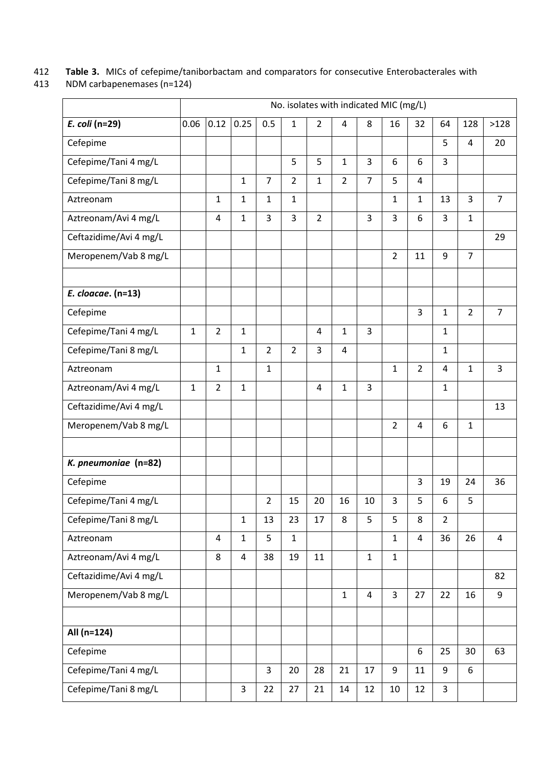**Table 3.** MICs of cefepime/taniborbactam and comparators for consecutive Enterobacterales with NDM carbapenemases (n=124)

| | No. isolates with indicated MIC (mg/L) | | | | | | | | | | | | |
|---|---|---|---|---|---|---|---|---|---|---|---|---|---|
| ***E. coli* (n=29)** | 0.06 | 0.12 | 0.25 | 0.5 | 1 | 2 | 4 | 8 | 16 | 32 | 64 | 128 | >128 |
| Cefepime | | | | | | | | | | | 5 | 4 | 20 |
| Cefepime/Tani 4 mg/L | | | | | 5 | 5 | 1 | 3 | 6 | 6 | 3 | | |
| Cefepime/Tani 8 mg/L | | | 1 | 7 | 2 | 1 | 2 | 7 | 5 | 4 | | | |
| Aztreonam | | 1 | 1 | 1 | 1 | | | | 1 | 1 | 13 | 3 | 7 |
| Aztreonam/Avi 4 mg/L | | 4 | 1 | 3 | 3 | 2 | | 3 | 3 | 6 | 3 | 1 | |
| Ceftazidime/Avi 4 mg/L | | | | | | | | | | | | | 29 |
| Meropenem/Vab 8 mg/L | | | | | | | | | 2 | 11 | 9 | 7 | |
| | | | | | | | | | | | | | |
| ***E. cloacae*. (n=13)** | | | | | | | | | | | | | |
| Cefepime | | | | | | | | | | 3 | 1 | 2 | 7 |
| Cefepime/Tani 4 mg/L | 1 | 2 | 1 | | | 4 | 1 | 3 | | | 1 | | |
| Cefepime/Tani 8 mg/L | | | 1 | 2 | 2 | 3 | 4 | | | | 1 | | |
| Aztreonam | | 1 | | 1 | | | | | 1 | 2 | 4 | 1 | 3 |
| Aztreonam/Avi 4 mg/L | 1 | 2 | 1 | | | 4 | 1 | 3 | | | 1 | | |
| Ceftazidime/Avi 4 mg/L | | | | | | | | | | | | | 13 |
| Meropenem/Vab 8 mg/L | | | | | | | | | 2 | 4 | 6 | 1 | |
| | | | | | | | | | | | | | |
| ***K. pneumoniae* (n=82)** | | | | | | | | | | | | | |
| Cefepime | | | | | | | | | | 3 | 19 | 24 | 36 |
| Cefepime/Tani 4 mg/L | | | | 2 | 15 | 20 | 16 | 10 | 3 | 5 | 6 | 5 | |
| Cefepime/Tani 8 mg/L | | | 1 | 13 | 23 | 17 | 8 | 5 | 5 | 8 | 2 | | |
| Aztreonam | | 4 | 1 | 5 | 1 | | | | 1 | 4 | 36 | 26 | 4 |
| Aztreonam/Avi 4 mg/L | | 8 | 4 | 38 | 19 | 11 | | 1 | 1 | | | | |
| Ceftazidime/Avi 4 mg/L | | | | | | | | | | | | | 82 |
| Meropenem/Vab 8 mg/L | | | | | | | 1 | 4 | 3 | 27 | 22 | 16 | 9 |
| | | | | | | | | | | | | | |
| **All (n=124)** | | | | | | | | | | | | | |
| Cefepime | | | | | | | | | | 6 | 25 | 30 | 63 |
| Cefepime/Tani 4 mg/L | | | | 3 | 20 | 28 | 21 | 17 | 9 | 11 | 9 | 6 | |
| Cefepime/Tani 8 mg/L | | | 3 | 22 | 27 | 21 | 14 | 12 | 10 | 12 | 3 | | |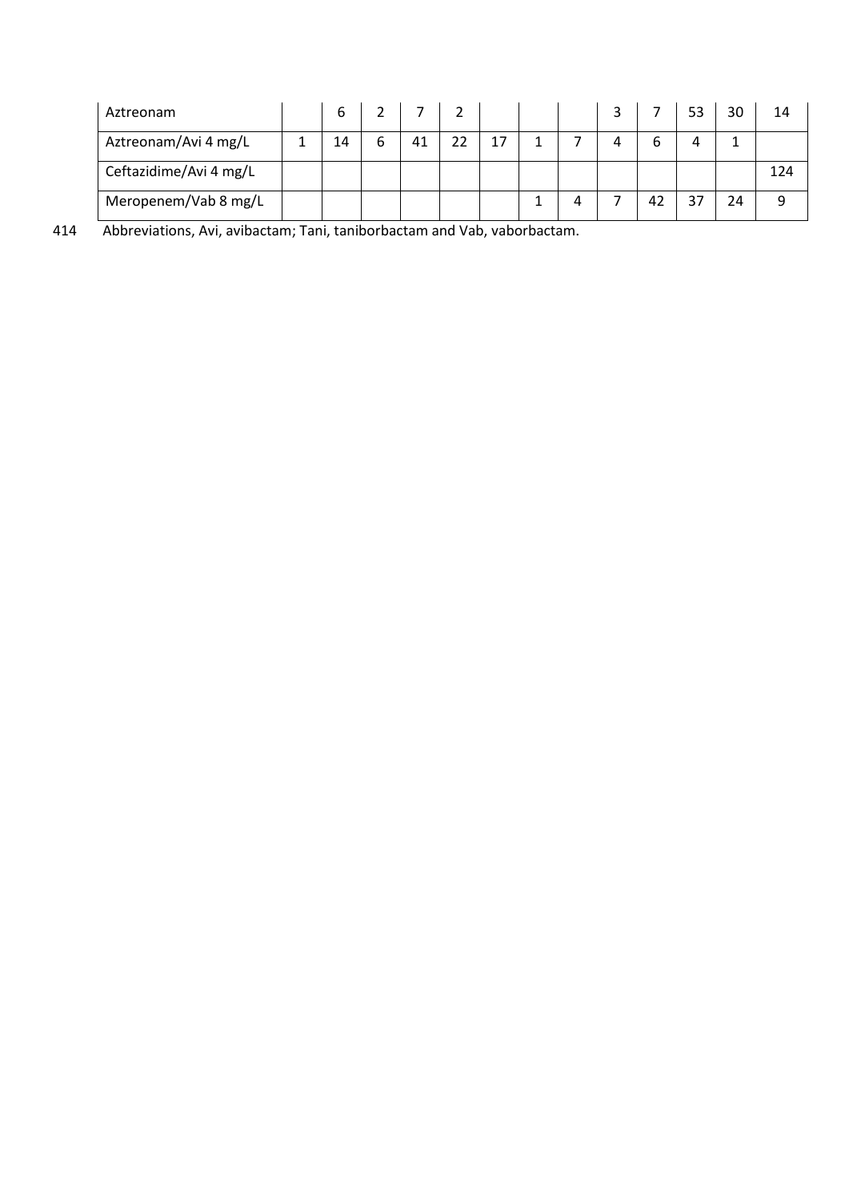| | | | | | | | | | | | | | |
|---|---|---|---|---|---|---|---|---|---|---|---|---|---|
| Aztreonam | | 6 | 2 | 7 | 2 | | | | 3 | 7 | 53 | 30 | 14 |
| Aztreonam/Avi 4 mg/L | 1 | 14 | 6 | 41 | 22 | 17 | 1 | 7 | 4 | 6 | 4 | 1 | |
| Ceftazidime/Avi 4 mg/L | | | | | | | | | | | | | 124 |
| Meropenem/Vab 8 mg/L | | | | | | | 1 | 4 | 7 | 42 | 37 | 24 | 9 |

Abbreviations, Avi, avibactam; Tani, taniborbactam and Vab, vaborbactam.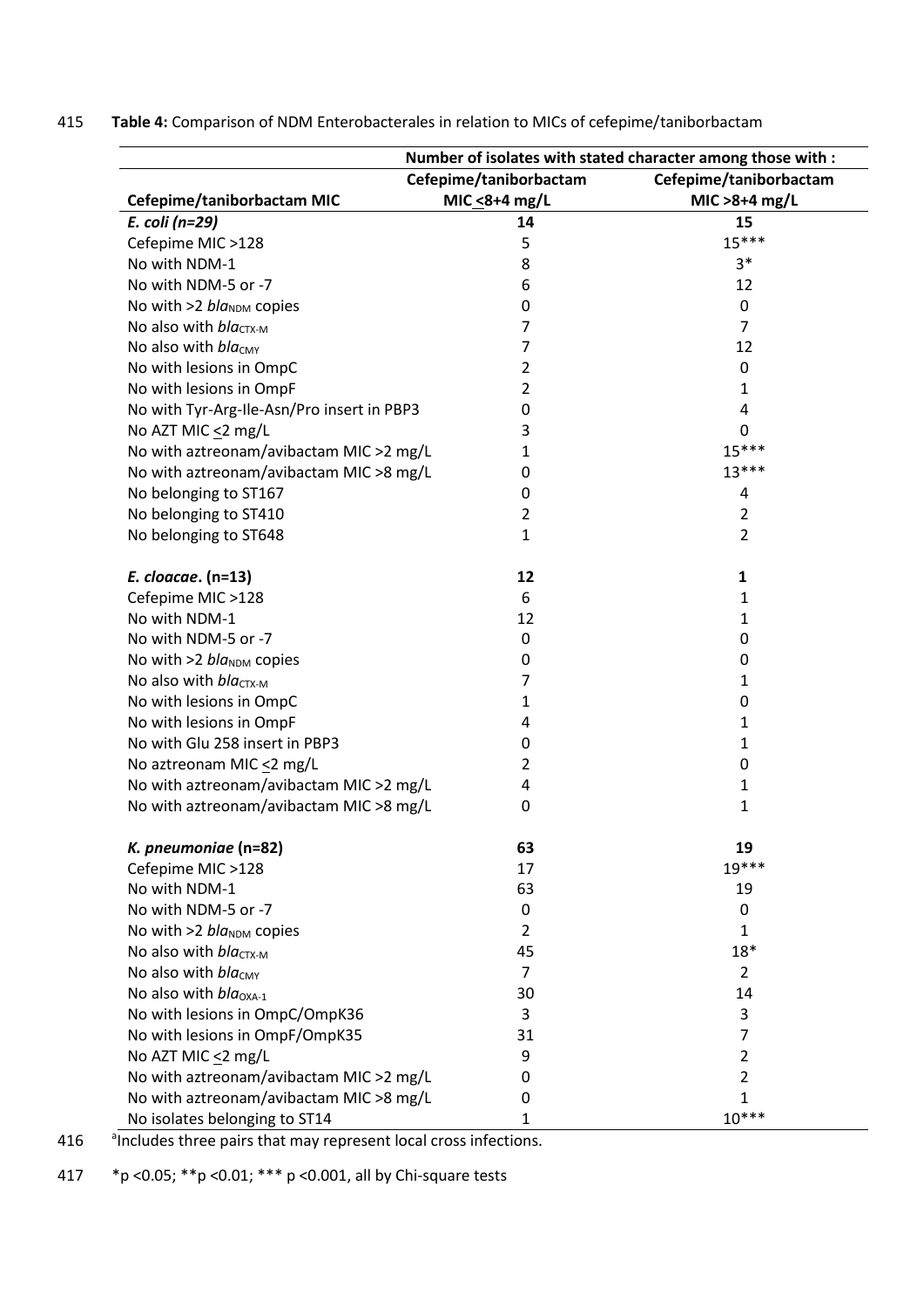**Table 4:** Comparison of NDM Enterobacterales in relation to MICs of cefepime/taniborbactam

| | Number of isolates with stated character among those with : | |
|---|---|---|
| **Cefepime/taniborbactam MIC** | **Cefepime/taniborbactam MIC ≤8+4 mg/L** | **Cefepime/taniborbactam MIC >8+4 mg/L** |
| ***E. coli (n=29)*** | **14** | **15** |
| Cefepime MIC >128 | 5 | 15*** |
| No with NDM-1 | 8 | 3* |
| No with NDM-5 or -7 | 6 | 12 |
| No with >2 *bla*$_{NDM}$ copies | 0 | 0 |
| No also with *bla*$_{CTX-M}$ | 7 | 7 |
| No also with *bla*$_{CMY}$ | 7 | 12 |
| No with lesions in OmpC | 2 | 0 |
| No with lesions in OmpF | 2 | 1 |
| No with Tyr-Arg-Ile-Asn/Pro insert in PBP3 | 0 | 4 |
| No AZT MIC ≤2 mg/L | 3 | 0 |
| No with aztreonam/avibactam MIC >2 mg/L | 1 | 15*** |
| No with aztreonam/avibactam MIC >8 mg/L | 0 | 13*** |
| No belonging to ST167 | 0 | 4 |
| No belonging to ST410 | 2 | 2 |
| No belonging to ST648 | 1 | 2 |
| | | |
| ***E. cloacae*. (n=13)** | **12** | **1** |
| Cefepime MIC >128 | 6 | 1 |
| No with NDM-1 | 12 | 1 |
| No with NDM-5 or -7 | 0 | 0 |
| No with >2 *bla*$_{NDM}$ copies | 0 | 0 |
| No also with *bla*$_{CTX-M}$ | 7 | 1 |
| No with lesions in OmpC | 1 | 0 |
| No with lesions in OmpF | 4 | 1 |
| No with Glu 258 insert in PBP3 | 0 | 1 |
| No aztreonam MIC ≤2 mg/L | 2 | 0 |
| No with aztreonam/avibactam MIC >2 mg/L | 4 | 1 |
| No with aztreonam/avibactam MIC >8 mg/L | 0 | 1 |
| | | |
| ***K. pneumoniae* (n=82)** | **63** | **19** |
| Cefepime MIC >128 | 17 | 19*** |
| No with NDM-1 | 63 | 19 |
| No with NDM-5 or -7 | 0 | 0 |
| No with >2 *bla*$_{NDM}$ copies | 2 | 1 |
| No also with *bla*$_{CTX-M}$ | 45 | 18* |
| No also with *bla*$_{CMY}$ | 7 | 2 |
| No also with *bla*$_{OXA-1}$ | 30 | 14 |
| No with lesions in OmpC/OmpK36 | 3 | 3 |
| No with lesions in OmpF/OmpK35 | 31 | 7 |
| No AZT MIC ≤2 mg/L | 9 | 2 |
| No with aztreonam/avibactam MIC >2 mg/L | 0 | 2 |
| No with aztreonam/avibactam MIC >8 mg/L | 0 | 1 |
| No isolates belonging to ST14 | 1 | 10*** |

[a]Includes three pairs that may represent local cross infections.

*p <0.05; **p <0.01; *** p <0.001, all by Chi-square tests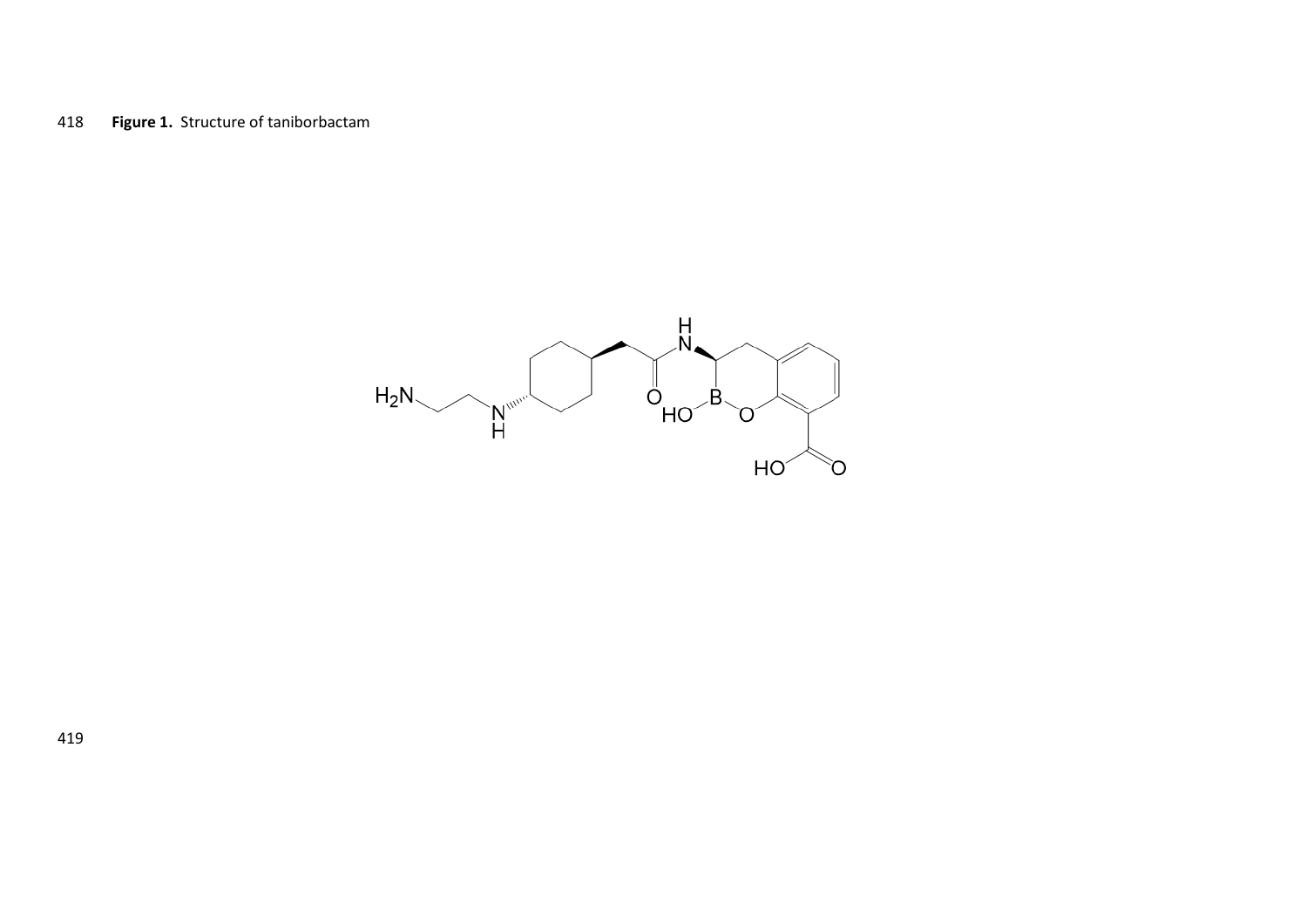**Figure 1.** Structure of taniborbactam

H$_2$N

N

H

H

N

O

HO

B

O

HO

O